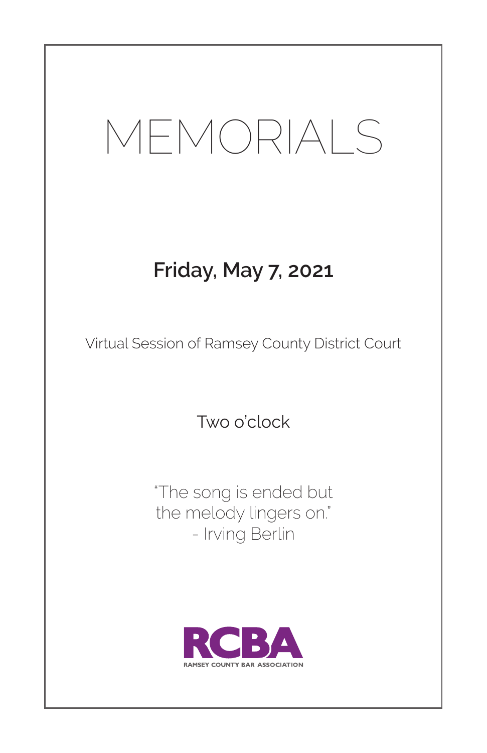# MEMORIALS

**Friday, May 7, 2021**

Virtual Session of Ramsey County District Court

Two o'clock

"The song is ended but
the melody lingers on."
- Irving Berlin

RCBA
RAMSEY COUNTY BAR ASSOCIATION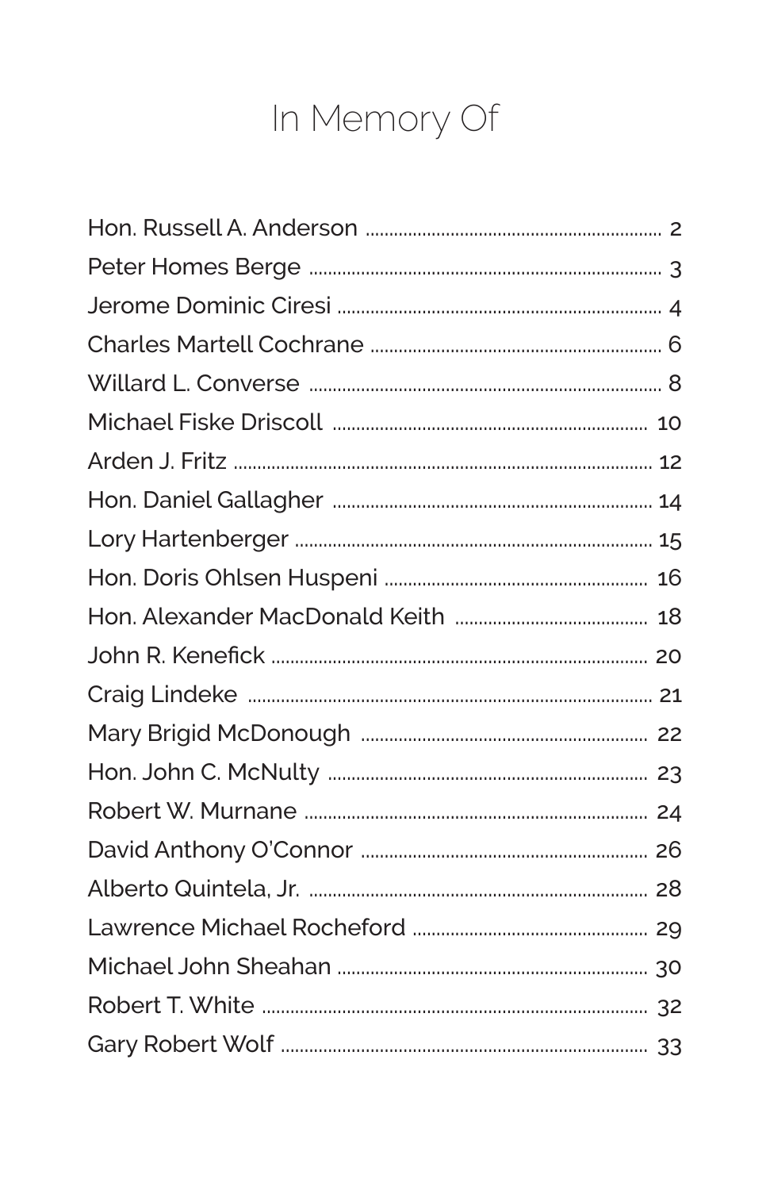# In Memory Of

| | |
|---|---|
| Hon. Russell A. Anderson | 2 |
| Peter Homes Berge | 3 |
| Jerome Dominic Ciresi | 4 |
| Charles Martell Cochrane | 6 |
| Willard L. Converse | 8 |
| Michael Fiske Driscoll | 10 |
| Arden J. Fritz | 12 |
| Hon. Daniel Gallagher | 14 |
| Lory Hartenberger | 15 |
| Hon. Doris Ohlsen Huspeni | 16 |
| Hon. Alexander MacDonald Keith | 18 |
| John R. Kenefick | 20 |
| Craig Lindeke | 21 |
| Mary Brigid McDonough | 22 |
| Hon. John C. McNulty | 23 |
| Robert W. Murnane | 24 |
| David Anthony O'Connor | 26 |
| Alberto Quintela, Jr. | 28 |
| Lawrence Michael Rocheford | 29 |
| Michael John Sheahan | 30 |
| Robert T. White | 32 |
| Gary Robert Wolf | 33 |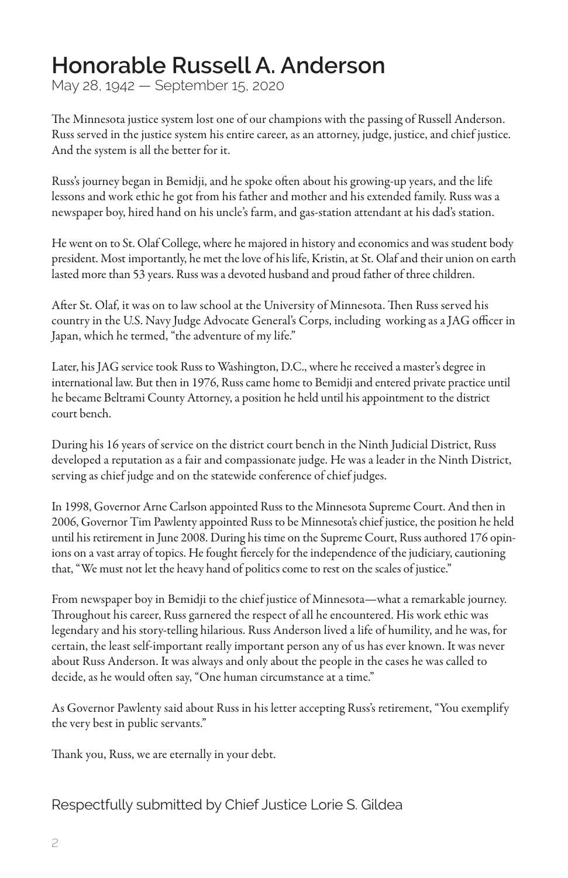# Honorable Russell A. Anderson

May 28, 1942 — September 15, 2020

The Minnesota justice system lost one of our champions with the passing of Russell Anderson. Russ served in the justice system his entire career, as an attorney, judge, justice, and chief justice. And the system is all the better for it.

Russ's journey began in Bemidji, and he spoke often about his growing-up years, and the life lessons and work ethic he got from his father and mother and his extended family. Russ was a newspaper boy, hired hand on his uncle's farm, and gas-station attendant at his dad's station.

He went on to St. Olaf College, where he majored in history and economics and was student body president. Most importantly, he met the love of his life, Kristin, at St. Olaf and their union on earth lasted more than 53 years. Russ was a devoted husband and proud father of three children.

After St. Olaf, it was on to law school at the University of Minnesota. Then Russ served his country in the U.S. Navy Judge Advocate General's Corps, including working as a JAG officer in Japan, which he termed, "the adventure of my life."

Later, his JAG service took Russ to Washington, D.C., where he received a master's degree in international law. But then in 1976, Russ came home to Bemidji and entered private practice until he became Beltrami County Attorney, a position he held until his appointment to the district court bench.

During his 16 years of service on the district court bench in the Ninth Judicial District, Russ developed a reputation as a fair and compassionate judge. He was a leader in the Ninth District, serving as chief judge and on the statewide conference of chief judges.

In 1998, Governor Arne Carlson appointed Russ to the Minnesota Supreme Court. And then in 2006, Governor Tim Pawlenty appointed Russ to be Minnesota's chief justice, the position he held until his retirement in June 2008. During his time on the Supreme Court, Russ authored 176 opinions on a vast array of topics. He fought fiercely for the independence of the judiciary, cautioning that, "We must not let the heavy hand of politics come to rest on the scales of justice."

From newspaper boy in Bemidji to the chief justice of Minnesota—what a remarkable journey. Throughout his career, Russ garnered the respect of all he encountered. His work ethic was legendary and his story-telling hilarious. Russ Anderson lived a life of humility, and he was, for certain, the least self-important really important person any of us has ever known. It was never about Russ Anderson. It was always and only about the people in the cases he was called to decide, as he would often say, "One human circumstance at a time."

As Governor Pawlenty said about Russ in his letter accepting Russ's retirement, "You exemplify the very best in public servants."

Thank you, Russ, we are eternally in your debt.

Respectfully submitted by Chief Justice Lorie S. Gildea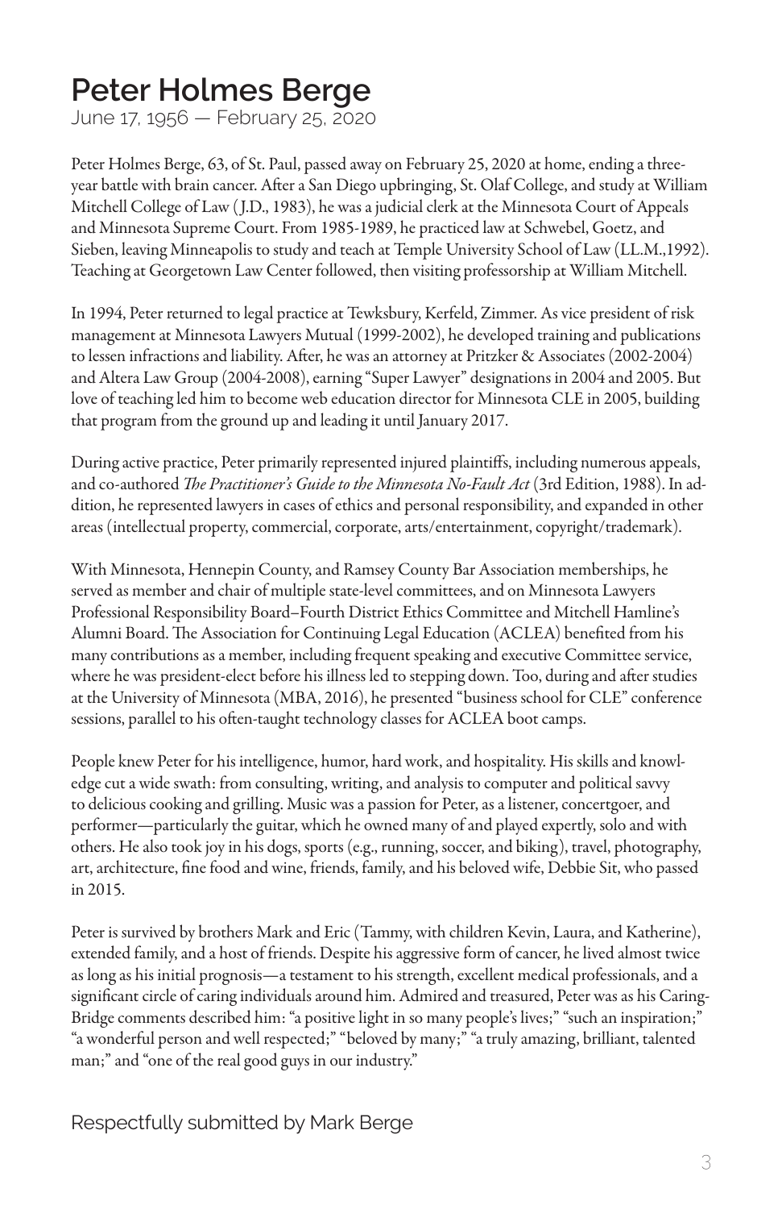# Peter Holmes Berge

June 17, 1956 — February 25, 2020

Peter Holmes Berge, 63, of St. Paul, passed away on February 25, 2020 at home, ending a three-year battle with brain cancer. After a San Diego upbringing, St. Olaf College, and study at William Mitchell College of Law (J.D., 1983), he was a judicial clerk at the Minnesota Court of Appeals and Minnesota Supreme Court. From 1985-1989, he practiced law at Schwebel, Goetz, and Sieben, leaving Minneapolis to study and teach at Temple University School of Law (LL.M.,1992). Teaching at Georgetown Law Center followed, then visiting professorship at William Mitchell.

In 1994, Peter returned to legal practice at Tewksbury, Kerfeld, Zimmer. As vice president of risk management at Minnesota Lawyers Mutual (1999-2002), he developed training and publications to lessen infractions and liability. After, he was an attorney at Pritzker & Associates (2002-2004) and Altera Law Group (2004-2008), earning "Super Lawyer" designations in 2004 and 2005. But love of teaching led him to become web education director for Minnesota CLE in 2005, building that program from the ground up and leading it until January 2017.

During active practice, Peter primarily represented injured plaintiffs, including numerous appeals, and co-authored *The Practitioner's Guide to the Minnesota No-Fault Act* (3rd Edition, 1988). In addition, he represented lawyers in cases of ethics and personal responsibility, and expanded in other areas (intellectual property, commercial, corporate, arts/entertainment, copyright/trademark).

With Minnesota, Hennepin County, and Ramsey County Bar Association memberships, he served as member and chair of multiple state-level committees, and on Minnesota Lawyers Professional Responsibility Board–Fourth District Ethics Committee and Mitchell Hamline's Alumni Board. The Association for Continuing Legal Education (ACLEA) benefited from his many contributions as a member, including frequent speaking and executive Committee service, where he was president-elect before his illness led to stepping down. Too, during and after studies at the University of Minnesota (MBA, 2016), he presented "business school for CLE" conference sessions, parallel to his often-taught technology classes for ACLEA boot camps.

People knew Peter for his intelligence, humor, hard work, and hospitality. His skills and knowledge cut a wide swath: from consulting, writing, and analysis to computer and political savvy to delicious cooking and grilling. Music was a passion for Peter, as a listener, concertgoer, and performer—particularly the guitar, which he owned many of and played expertly, solo and with others. He also took joy in his dogs, sports (e.g., running, soccer, and biking), travel, photography, art, architecture, fine food and wine, friends, family, and his beloved wife, Debbie Sit, who passed in 2015.

Peter is survived by brothers Mark and Eric (Tammy, with children Kevin, Laura, and Katherine), extended family, and a host of friends. Despite his aggressive form of cancer, he lived almost twice as long as his initial prognosis—a testament to his strength, excellent medical professionals, and a significant circle of caring individuals around him. Admired and treasured, Peter was as his CaringBridge comments described him: "a positive light in so many people's lives;" "such an inspiration;" "a wonderful person and well respected;" "beloved by many;" "a truly amazing, brilliant, talented man;" and "one of the real good guys in our industry."

Respectfully submitted by Mark Berge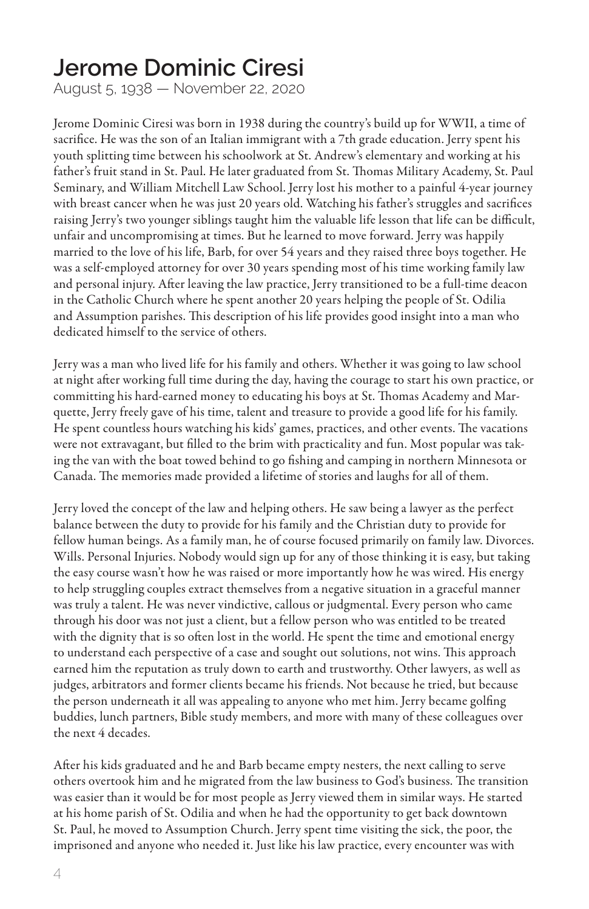# Jerome Dominic Ciresi

August 5, 1938 — November 22, 2020

Jerome Dominic Ciresi was born in 1938 during the country's build up for WWII, a time of sacrifice. He was the son of an Italian immigrant with a 7th grade education. Jerry spent his youth splitting time between his schoolwork at St. Andrew's elementary and working at his father's fruit stand in St. Paul. He later graduated from St. Thomas Military Academy, St. Paul Seminary, and William Mitchell Law School. Jerry lost his mother to a painful 4-year journey with breast cancer when he was just 20 years old. Watching his father's struggles and sacrifices raising Jerry's two younger siblings taught him the valuable life lesson that life can be difficult, unfair and uncompromising at times. But he learned to move forward. Jerry was happily married to the love of his life, Barb, for over 54 years and they raised three boys together. He was a self-employed attorney for over 30 years spending most of his time working family law and personal injury. After leaving the law practice, Jerry transitioned to be a full-time deacon in the Catholic Church where he spent another 20 years helping the people of St. Odilia and Assumption parishes. This description of his life provides good insight into a man who dedicated himself to the service of others.

Jerry was a man who lived life for his family and others. Whether it was going to law school at night after working full time during the day, having the courage to start his own practice, or committing his hard-earned money to educating his boys at St. Thomas Academy and Marquette, Jerry freely gave of his time, talent and treasure to provide a good life for his family. He spent countless hours watching his kids' games, practices, and other events. The vacations were not extravagant, but filled to the brim with practicality and fun. Most popular was taking the van with the boat towed behind to go fishing and camping in northern Minnesota or Canada. The memories made provided a lifetime of stories and laughs for all of them.

Jerry loved the concept of the law and helping others. He saw being a lawyer as the perfect balance between the duty to provide for his family and the Christian duty to provide for fellow human beings. As a family man, he of course focused primarily on family law. Divorces. Wills. Personal Injuries. Nobody would sign up for any of those thinking it is easy, but taking the easy course wasn't how he was raised or more importantly how he was wired. His energy to help struggling couples extract themselves from a negative situation in a graceful manner was truly a talent. He was never vindictive, callous or judgmental. Every person who came through his door was not just a client, but a fellow person who was entitled to be treated with the dignity that is so often lost in the world. He spent the time and emotional energy to understand each perspective of a case and sought out solutions, not wins. This approach earned him the reputation as truly down to earth and trustworthy. Other lawyers, as well as judges, arbitrators and former clients became his friends. Not because he tried, but because the person underneath it all was appealing to anyone who met him. Jerry became golfing buddies, lunch partners, Bible study members, and more with many of these colleagues over the next 4 decades.

After his kids graduated and he and Barb became empty nesters, the next calling to serve others overtook him and he migrated from the law business to God's business. The transition was easier than it would be for most people as Jerry viewed them in similar ways. He started at his home parish of St. Odilia and when he had the opportunity to get back downtown St. Paul, he moved to Assumption Church. Jerry spent time visiting the sick, the poor, the imprisoned and anyone who needed it. Just like his law practice, every encounter was with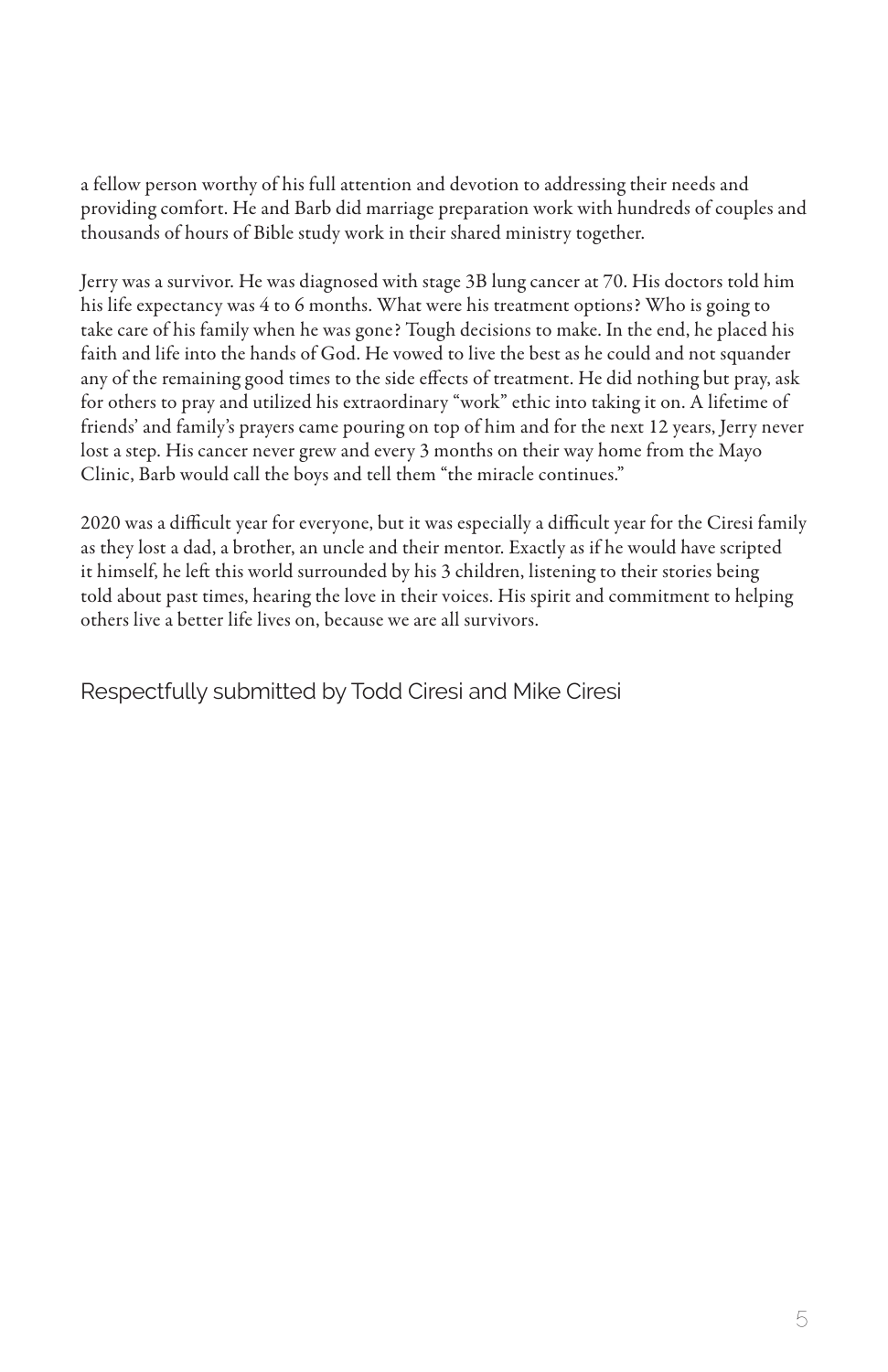a fellow person worthy of his full attention and devotion to addressing their needs and providing comfort. He and Barb did marriage preparation work with hundreds of couples and thousands of hours of Bible study work in their shared ministry together.

Jerry was a survivor. He was diagnosed with stage 3B lung cancer at 70. His doctors told him his life expectancy was 4 to 6 months. What were his treatment options? Who is going to take care of his family when he was gone? Tough decisions to make. In the end, he placed his faith and life into the hands of God. He vowed to live the best as he could and not squander any of the remaining good times to the side effects of treatment. He did nothing but pray, ask for others to pray and utilized his extraordinary "work" ethic into taking it on. A lifetime of friends' and family's prayers came pouring on top of him and for the next 12 years, Jerry never lost a step. His cancer never grew and every 3 months on their way home from the Mayo Clinic, Barb would call the boys and tell them "the miracle continues."

2020 was a difficult year for everyone, but it was especially a difficult year for the Ciresi family as they lost a dad, a brother, an uncle and their mentor. Exactly as if he would have scripted it himself, he left this world surrounded by his 3 children, listening to their stories being told about past times, hearing the love in their voices. His spirit and commitment to helping others live a better life lives on, because we are all survivors.

Respectfully submitted by Todd Ciresi and Mike Ciresi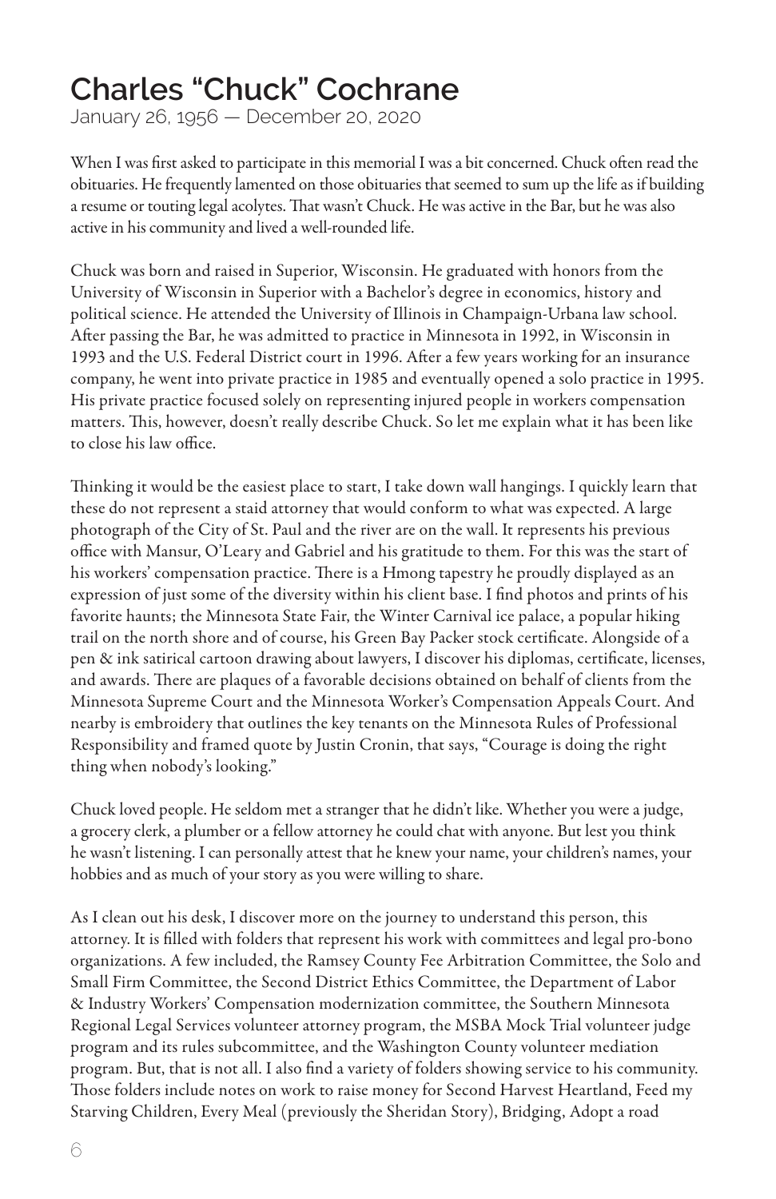# Charles “Chuck” Cochrane

January 26, 1956 — December 20, 2020

When I was first asked to participate in this memorial I was a bit concerned. Chuck often read the obituaries. He frequently lamented on those obituaries that seemed to sum up the life as if building a resume or touting legal acolytes. That wasn’t Chuck. He was active in the Bar, but he was also active in his community and lived a well-rounded life.

Chuck was born and raised in Superior, Wisconsin. He graduated with honors from the University of Wisconsin in Superior with a Bachelor’s degree in economics, history and political science. He attended the University of Illinois in Champaign-Urbana law school. After passing the Bar, he was admitted to practice in Minnesota in 1992, in Wisconsin in 1993 and the U.S. Federal District court in 1996. After a few years working for an insurance company, he went into private practice in 1985 and eventually opened a solo practice in 1995. His private practice focused solely on representing injured people in workers compensation matters. This, however, doesn’t really describe Chuck. So let me explain what it has been like to close his law office.

Thinking it would be the easiest place to start, I take down wall hangings. I quickly learn that these do not represent a staid attorney that would conform to what was expected. A large photograph of the City of St. Paul and the river are on the wall. It represents his previous office with Mansur, O’Leary and Gabriel and his gratitude to them. For this was the start of his workers’ compensation practice. There is a Hmong tapestry he proudly displayed as an expression of just some of the diversity within his client base. I find photos and prints of his favorite haunts; the Minnesota State Fair, the Winter Carnival ice palace, a popular hiking trail on the north shore and of course, his Green Bay Packer stock certificate. Alongside of a pen & ink satirical cartoon drawing about lawyers, I discover his diplomas, certificate, licenses, and awards. There are plaques of a favorable decisions obtained on behalf of clients from the Minnesota Supreme Court and the Minnesota Worker’s Compensation Appeals Court. And nearby is embroidery that outlines the key tenants on the Minnesota Rules of Professional Responsibility and framed quote by Justin Cronin, that says, “Courage is doing the right thing when nobody’s looking.”

Chuck loved people. He seldom met a stranger that he didn’t like. Whether you were a judge, a grocery clerk, a plumber or a fellow attorney he could chat with anyone. But lest you think he wasn’t listening. I can personally attest that he knew your name, your children’s names, your hobbies and as much of your story as you were willing to share.

As I clean out his desk, I discover more on the journey to understand this person, this attorney. It is filled with folders that represent his work with committees and legal pro-bono organizations. A few included, the Ramsey County Fee Arbitration Committee, the Solo and Small Firm Committee, the Second District Ethics Committee, the Department of Labor & Industry Workers’ Compensation modernization committee, the Southern Minnesota Regional Legal Services volunteer attorney program, the MSBA Mock Trial volunteer judge program and its rules subcommittee, and the Washington County volunteer mediation program. But, that is not all. I also find a variety of folders showing service to his community. Those folders include notes on work to raise money for Second Harvest Heartland, Feed my Starving Children, Every Meal (previously the Sheridan Story), Bridging, Adopt a road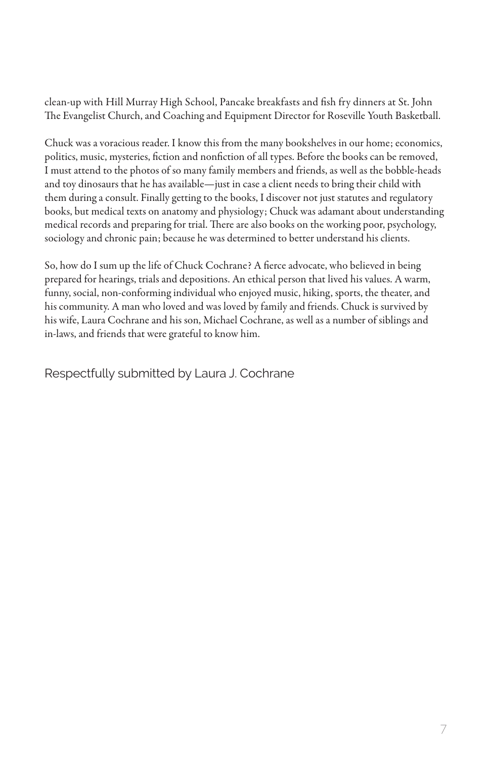clean-up with Hill Murray High School, Pancake breakfasts and fish fry dinners at St. John The Evangelist Church, and Coaching and Equipment Director for Roseville Youth Basketball.

Chuck was a voracious reader. I know this from the many bookshelves in our home; economics, politics, music, mysteries, fiction and nonfiction of all types. Before the books can be removed, I must attend to the photos of so many family members and friends, as well as the bobble-heads and toy dinosaurs that he has available—just in case a client needs to bring their child with them during a consult. Finally getting to the books, I discover not just statutes and regulatory books, but medical texts on anatomy and physiology; Chuck was adamant about understanding medical records and preparing for trial. There are also books on the working poor, psychology, sociology and chronic pain; because he was determined to better understand his clients.

So, how do I sum up the life of Chuck Cochrane? A fierce advocate, who believed in being prepared for hearings, trials and depositions. An ethical person that lived his values. A warm, funny, social, non-conforming individual who enjoyed music, hiking, sports, the theater, and his community. A man who loved and was loved by family and friends. Chuck is survived by his wife, Laura Cochrane and his son, Michael Cochrane, as well as a number of siblings and in-laws, and friends that were grateful to know him.

Respectfully submitted by Laura J. Cochrane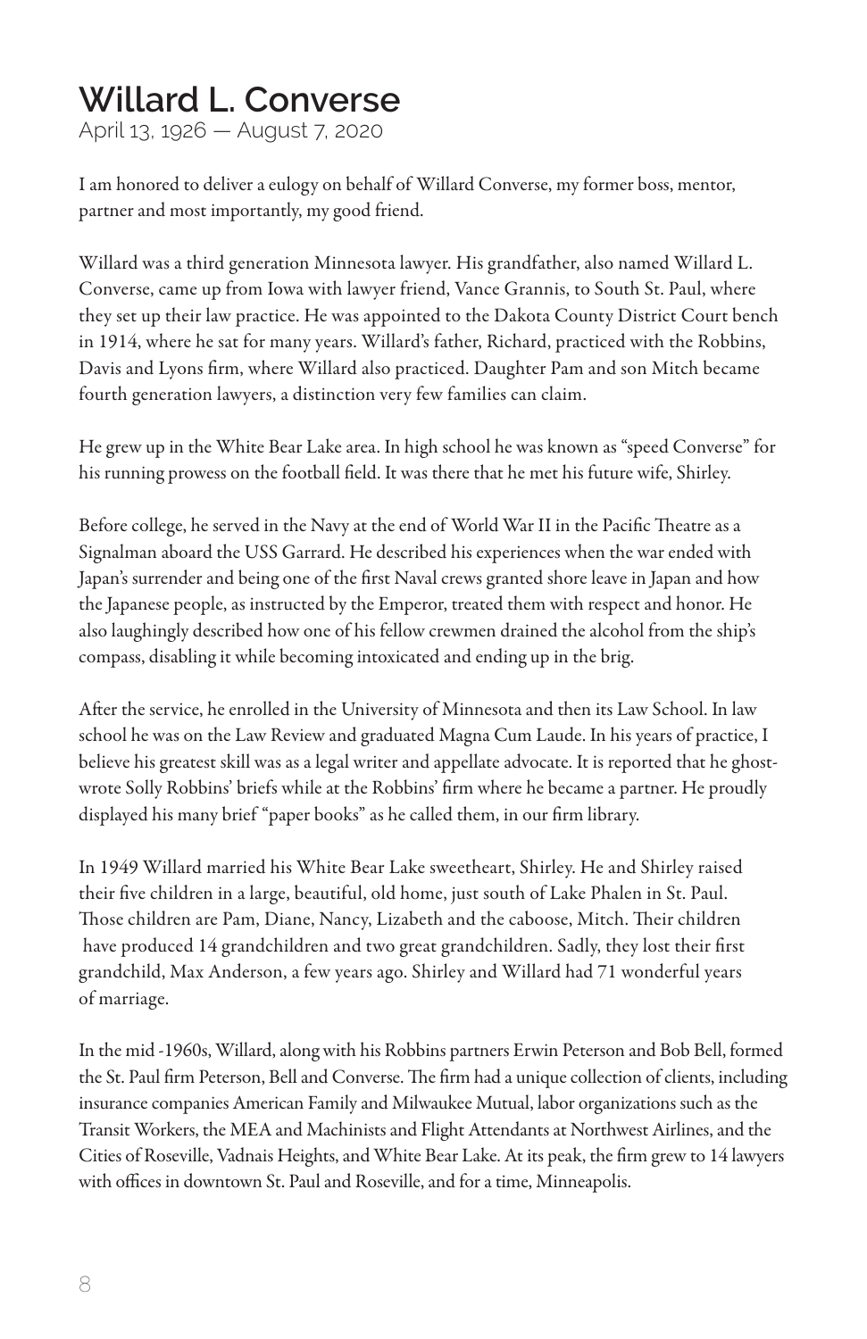# Willard L. Converse

April 13, 1926 — August 7, 2020

I am honored to deliver a eulogy on behalf of Willard Converse, my former boss, mentor, partner and most importantly, my good friend.

Willard was a third generation Minnesota lawyer. His grandfather, also named Willard L. Converse, came up from Iowa with lawyer friend, Vance Grannis, to South St. Paul, where they set up their law practice. He was appointed to the Dakota County District Court bench in 1914, where he sat for many years. Willard's father, Richard, practiced with the Robbins, Davis and Lyons firm, where Willard also practiced. Daughter Pam and son Mitch became fourth generation lawyers, a distinction very few families can claim.

He grew up in the White Bear Lake area. In high school he was known as "speed Converse" for his running prowess on the football field. It was there that he met his future wife, Shirley.

Before college, he served in the Navy at the end of World War II in the Pacific Theatre as a Signalman aboard the USS Garrard. He described his experiences when the war ended with Japan's surrender and being one of the first Naval crews granted shore leave in Japan and how the Japanese people, as instructed by the Emperor, treated them with respect and honor. He also laughingly described how one of his fellow crewmen drained the alcohol from the ship's compass, disabling it while becoming intoxicated and ending up in the brig.

After the service, he enrolled in the University of Minnesota and then its Law School. In law school he was on the Law Review and graduated Magna Cum Laude. In his years of practice, I believe his greatest skill was as a legal writer and appellate advocate. It is reported that he ghost-wrote Solly Robbins' briefs while at the Robbins' firm where he became a partner. He proudly displayed his many brief "paper books" as he called them, in our firm library.

In 1949 Willard married his White Bear Lake sweetheart, Shirley. He and Shirley raised their five children in a large, beautiful, old home, just south of Lake Phalen in St. Paul. Those children are Pam, Diane, Nancy, Lizabeth and the caboose, Mitch. Their children have produced 14 grandchildren and two great grandchildren. Sadly, they lost their first grandchild, Max Anderson, a few years ago. Shirley and Willard had 71 wonderful years of marriage.

In the mid -1960s, Willard, along with his Robbins partners Erwin Peterson and Bob Bell, formed the St. Paul firm Peterson, Bell and Converse. The firm had a unique collection of clients, including insurance companies American Family and Milwaukee Mutual, labor organizations such as the Transit Workers, the MEA and Machinists and Flight Attendants at Northwest Airlines, and the Cities of Roseville, Vadnais Heights, and White Bear Lake. At its peak, the firm grew to 14 lawyers with offices in downtown St. Paul and Roseville, and for a time, Minneapolis.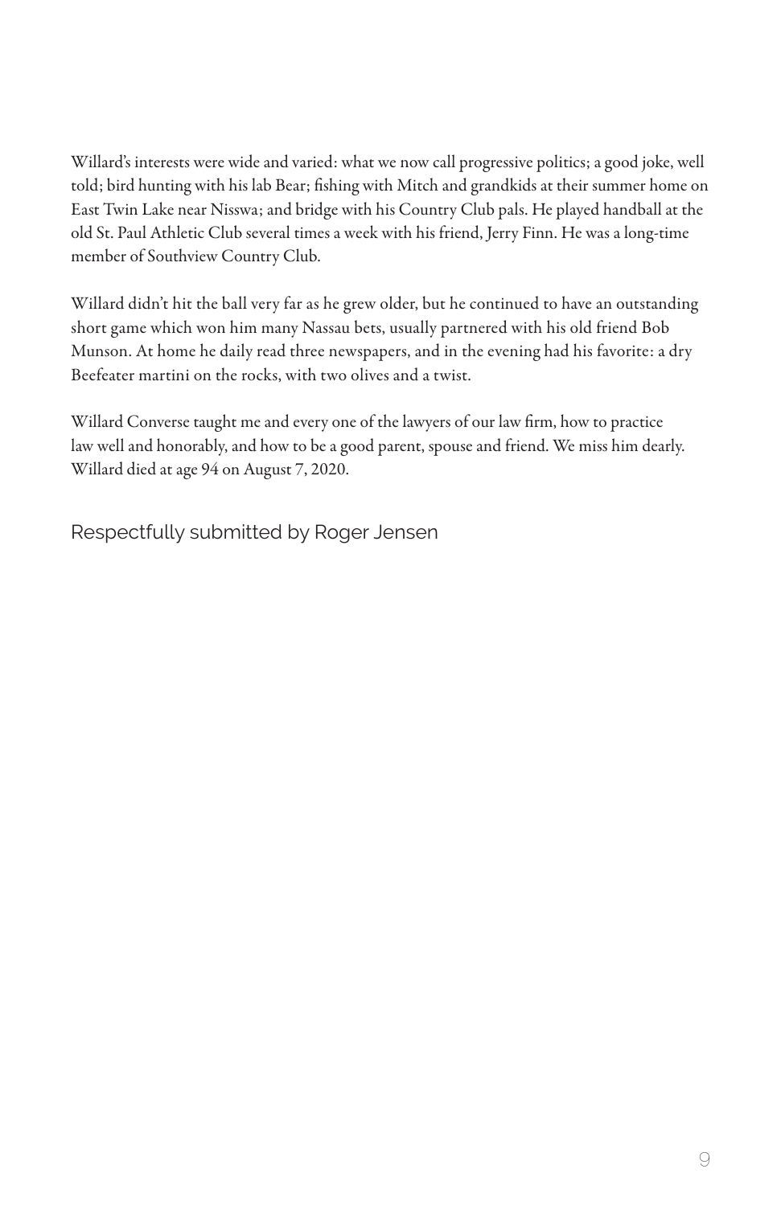Willard's interests were wide and varied: what we now call progressive politics; a good joke, well told; bird hunting with his lab Bear; fishing with Mitch and grandkids at their summer home on East Twin Lake near Nisswa; and bridge with his Country Club pals. He played handball at the old St. Paul Athletic Club several times a week with his friend, Jerry Finn. He was a long-time member of Southview Country Club.

Willard didn't hit the ball very far as he grew older, but he continued to have an outstanding short game which won him many Nassau bets, usually partnered with his old friend Bob Munson. At home he daily read three newspapers, and in the evening had his favorite: a dry Beefeater martini on the rocks, with two olives and a twist.

Willard Converse taught me and every one of the lawyers of our law firm, how to practice law well and honorably, and how to be a good parent, spouse and friend. We miss him dearly. Willard died at age 94 on August 7, 2020.

Respectfully submitted by Roger Jensen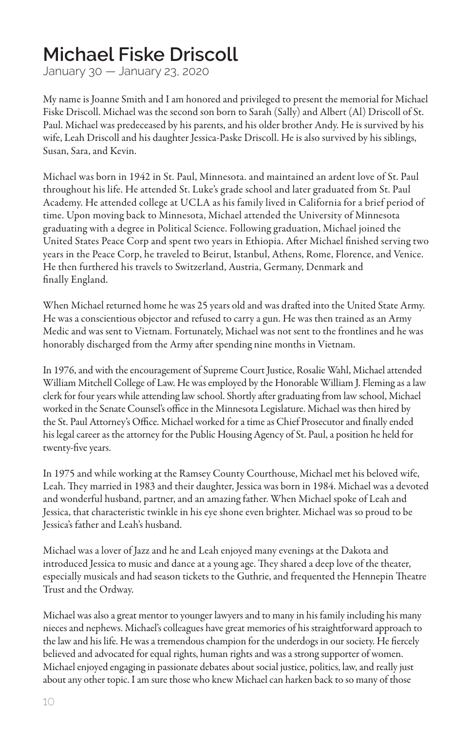# Michael Fiske Driscoll

January 30 — January 23, 2020

My name is Joanne Smith and I am honored and privileged to present the memorial for Michael Fiske Driscoll. Michael was the second son born to Sarah (Sally) and Albert (Al) Driscoll of St. Paul. Michael was predeceased by his parents, and his older brother Andy. He is survived by his wife, Leah Driscoll and his daughter Jessica-Paske Driscoll. He is also survived by his siblings, Susan, Sara, and Kevin.

Michael was born in 1942 in St. Paul, Minnesota. and maintained an ardent love of St. Paul throughout his life. He attended St. Luke's grade school and later graduated from St. Paul Academy. He attended college at UCLA as his family lived in California for a brief period of time. Upon moving back to Minnesota, Michael attended the University of Minnesota graduating with a degree in Political Science. Following graduation, Michael joined the United States Peace Corp and spent two years in Ethiopia. After Michael finished serving two years in the Peace Corp, he traveled to Beirut, Istanbul, Athens, Rome, Florence, and Venice. He then furthered his travels to Switzerland, Austria, Germany, Denmark and finally England.

When Michael returned home he was 25 years old and was drafted into the United State Army. He was a conscientious objector and refused to carry a gun. He was then trained as an Army Medic and was sent to Vietnam. Fortunately, Michael was not sent to the frontlines and he was honorably discharged from the Army after spending nine months in Vietnam.

In 1976, and with the encouragement of Supreme Court Justice, Rosalie Wahl, Michael attended William Mitchell College of Law. He was employed by the Honorable William J. Fleming as a law clerk for four years while attending law school. Shortly after graduating from law school, Michael worked in the Senate Counsel's office in the Minnesota Legislature. Michael was then hired by the St. Paul Attorney's Office. Michael worked for a time as Chief Prosecutor and finally ended his legal career as the attorney for the Public Housing Agency of St. Paul, a position he held for twenty-five years.

In 1975 and while working at the Ramsey County Courthouse, Michael met his beloved wife, Leah. They married in 1983 and their daughter, Jessica was born in 1984. Michael was a devoted and wonderful husband, partner, and an amazing father. When Michael spoke of Leah and Jessica, that characteristic twinkle in his eye shone even brighter. Michael was so proud to be Jessica's father and Leah's husband.

Michael was a lover of Jazz and he and Leah enjoyed many evenings at the Dakota and introduced Jessica to music and dance at a young age. They shared a deep love of the theater, especially musicals and had season tickets to the Guthrie, and frequented the Hennepin Theatre Trust and the Ordway.

Michael was also a great mentor to younger lawyers and to many in his family including his many nieces and nephews. Michael's colleagues have great memories of his straightforward approach to the law and his life. He was a tremendous champion for the underdogs in our society. He fiercely believed and advocated for equal rights, human rights and was a strong supporter of women. Michael enjoyed engaging in passionate debates about social justice, politics, law, and really just about any other topic. I am sure those who knew Michael can harken back to so many of those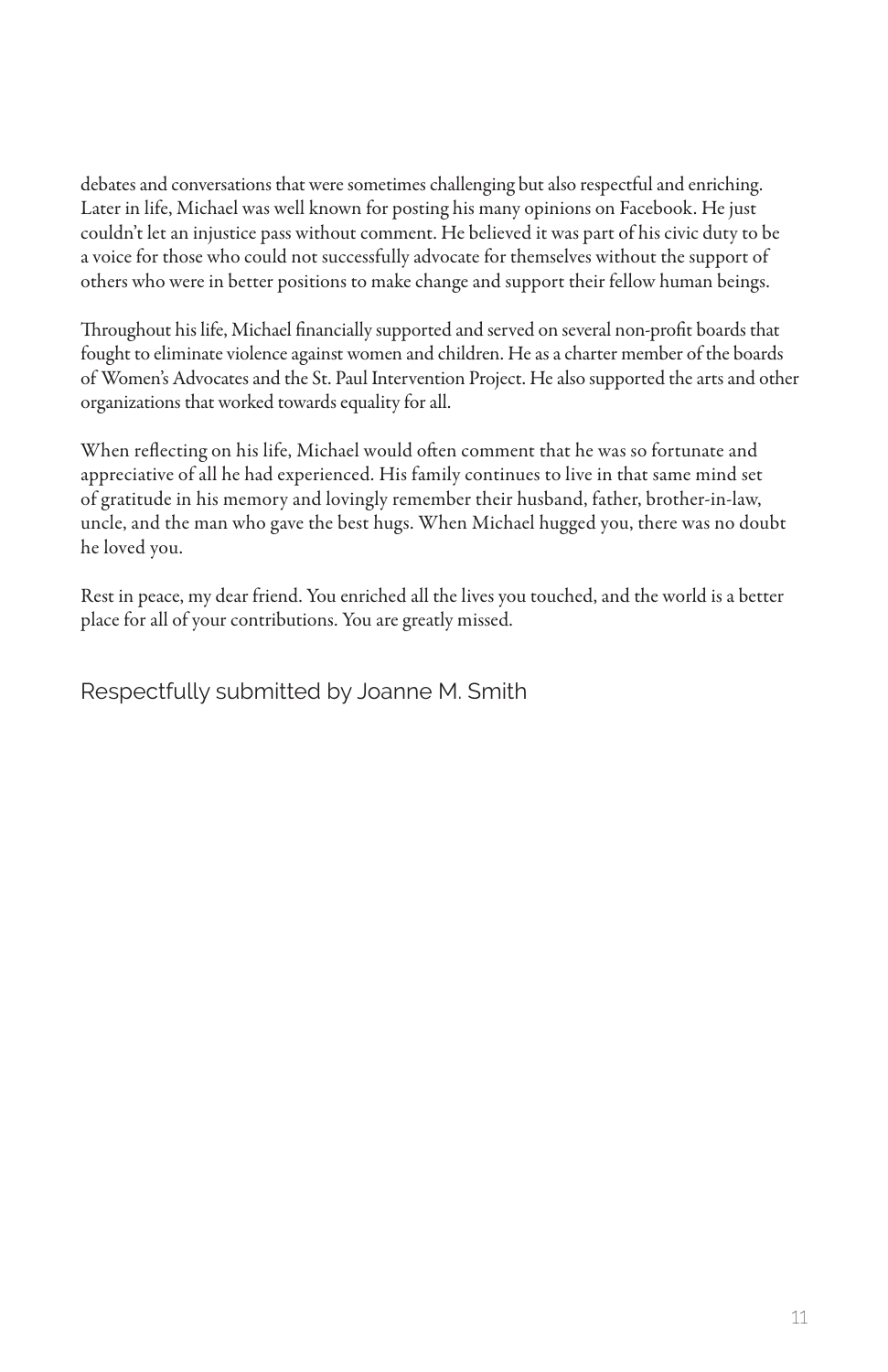debates and conversations that were sometimes challenging but also respectful and enriching. Later in life, Michael was well known for posting his many opinions on Facebook. He just couldn't let an injustice pass without comment. He believed it was part of his civic duty to be a voice for those who could not successfully advocate for themselves without the support of others who were in better positions to make change and support their fellow human beings.

Throughout his life, Michael financially supported and served on several non-profit boards that fought to eliminate violence against women and children. He as a charter member of the boards of Women's Advocates and the St. Paul Intervention Project. He also supported the arts and other organizations that worked towards equality for all.

When reflecting on his life, Michael would often comment that he was so fortunate and appreciative of all he had experienced. His family continues to live in that same mind set of gratitude in his memory and lovingly remember their husband, father, brother-in-law, uncle, and the man who gave the best hugs. When Michael hugged you, there was no doubt he loved you.

Rest in peace, my dear friend. You enriched all the lives you touched, and the world is a better place for all of your contributions. You are greatly missed.

Respectfully submitted by Joanne M. Smith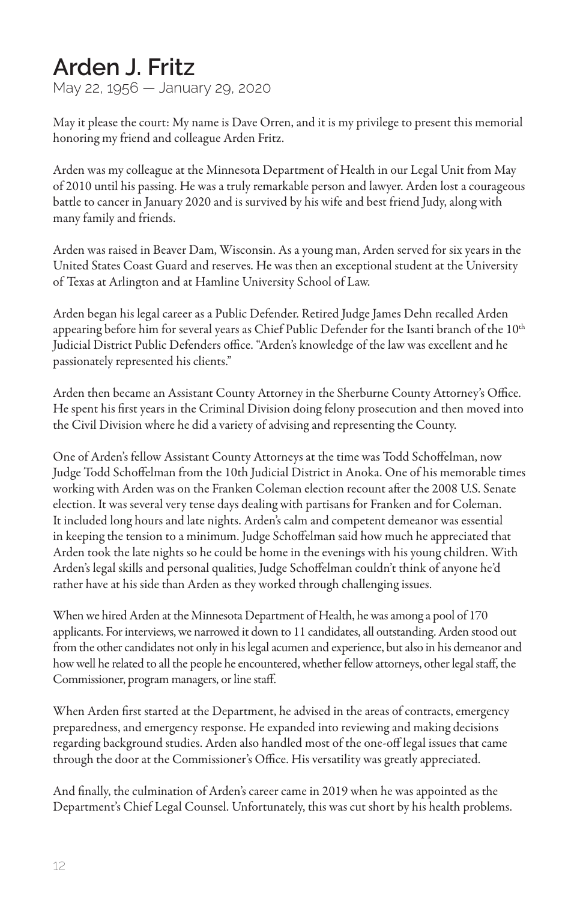# Arden J. Fritz

May 22, 1956 — January 29, 2020

May it please the court: My name is Dave Orren, and it is my privilege to present this memorial honoring my friend and colleague Arden Fritz.

Arden was my colleague at the Minnesota Department of Health in our Legal Unit from May of 2010 until his passing. He was a truly remarkable person and lawyer. Arden lost a courageous battle to cancer in January 2020 and is survived by his wife and best friend Judy, along with many family and friends.

Arden was raised in Beaver Dam, Wisconsin. As a young man, Arden served for six years in the United States Coast Guard and reserves. He was then an exceptional student at the University of Texas at Arlington and at Hamline University School of Law.

Arden began his legal career as a Public Defender. Retired Judge James Dehn recalled Arden appearing before him for several years as Chief Public Defender for the Isanti branch of the 10th Judicial District Public Defenders office. "Arden's knowledge of the law was excellent and he passionately represented his clients."

Arden then became an Assistant County Attorney in the Sherburne County Attorney's Office. He spent his first years in the Criminal Division doing felony prosecution and then moved into the Civil Division where he did a variety of advising and representing the County.

One of Arden's fellow Assistant County Attorneys at the time was Todd Schoffelman, now Judge Todd Schoffelman from the 10th Judicial District in Anoka. One of his memorable times working with Arden was on the Franken Coleman election recount after the 2008 U.S. Senate election. It was several very tense days dealing with partisans for Franken and for Coleman. It included long hours and late nights. Arden's calm and competent demeanor was essential in keeping the tension to a minimum. Judge Schoffelman said how much he appreciated that Arden took the late nights so he could be home in the evenings with his young children. With Arden's legal skills and personal qualities, Judge Schoffelman couldn't think of anyone he'd rather have at his side than Arden as they worked through challenging issues.

When we hired Arden at the Minnesota Department of Health, he was among a pool of 170 applicants. For interviews, we narrowed it down to 11 candidates, all outstanding. Arden stood out from the other candidates not only in his legal acumen and experience, but also in his demeanor and how well he related to all the people he encountered, whether fellow attorneys, other legal staff, the Commissioner, program managers, or line staff.

When Arden first started at the Department, he advised in the areas of contracts, emergency preparedness, and emergency response. He expanded into reviewing and making decisions regarding background studies. Arden also handled most of the one-off legal issues that came through the door at the Commissioner's Office. His versatility was greatly appreciated.

And finally, the culmination of Arden's career came in 2019 when he was appointed as the Department's Chief Legal Counsel. Unfortunately, this was cut short by his health problems.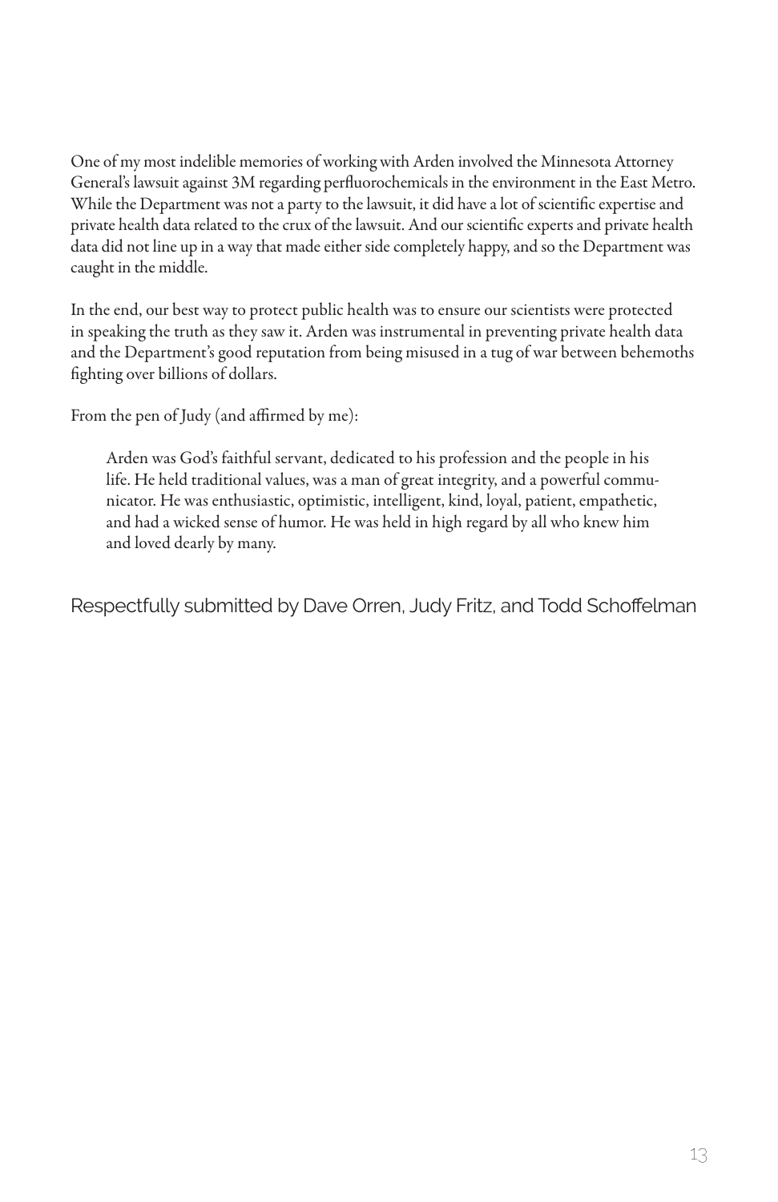One of my most indelible memories of working with Arden involved the Minnesota Attorney General's lawsuit against 3M regarding perfluorochemicals in the environment in the East Metro. While the Department was not a party to the lawsuit, it did have a lot of scientific expertise and private health data related to the crux of the lawsuit. And our scientific experts and private health data did not line up in a way that made either side completely happy, and so the Department was caught in the middle.

In the end, our best way to protect public health was to ensure our scientists were protected in speaking the truth as they saw it. Arden was instrumental in preventing private health data and the Department's good reputation from being misused in a tug of war between behemoths fighting over billions of dollars.

From the pen of Judy (and affirmed by me):

> Arden was God's faithful servant, dedicated to his profession and the people in his life. He held traditional values, was a man of great integrity, and a powerful communicator. He was enthusiastic, optimistic, intelligent, kind, loyal, patient, empathetic, and had a wicked sense of humor. He was held in high regard by all who knew him and loved dearly by many.

Respectfully submitted by Dave Orren, Judy Fritz, and Todd Schoffelman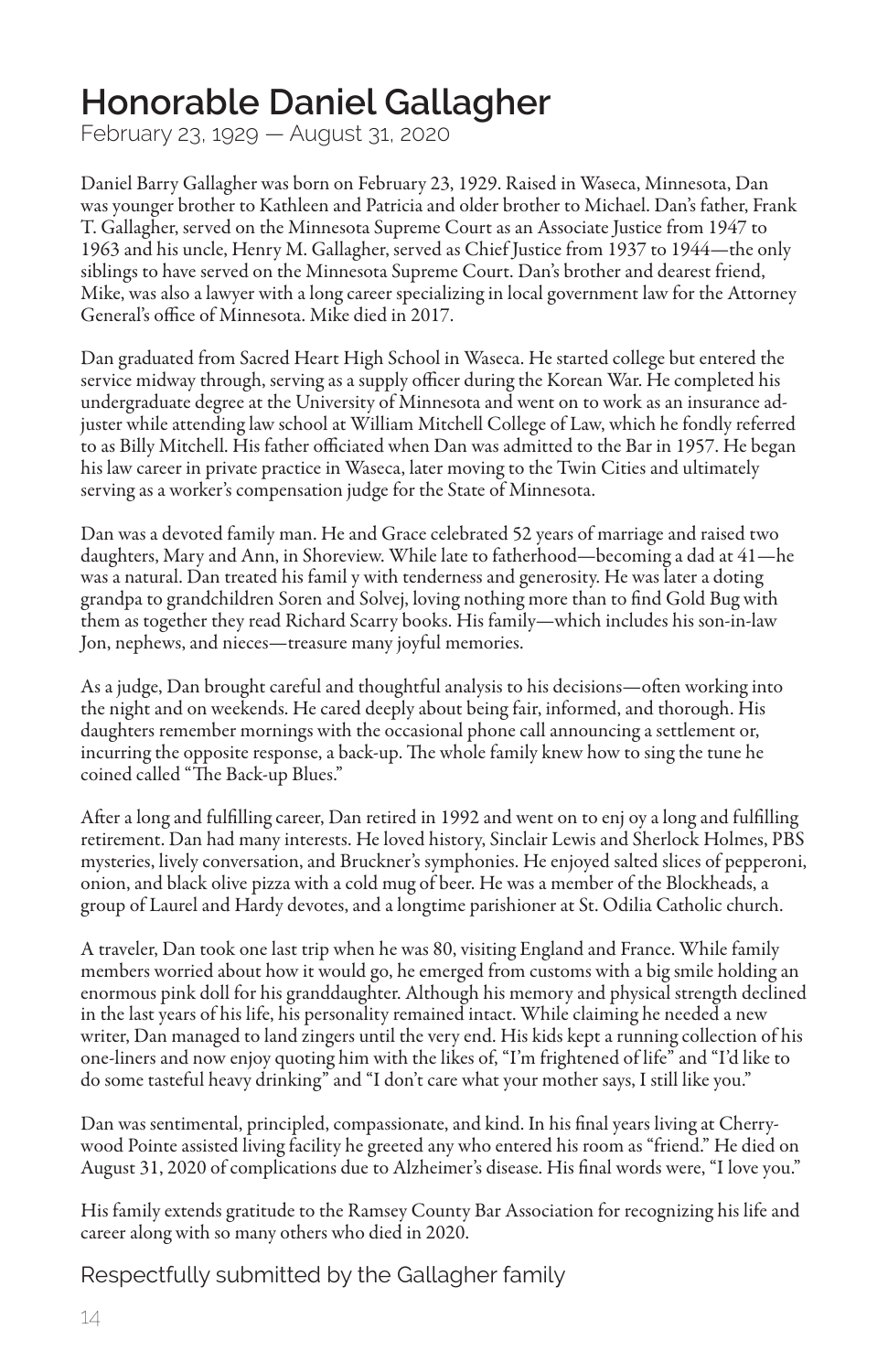# Honorable Daniel Gallagher

February 23, 1929 — August 31, 2020

Daniel Barry Gallagher was born on February 23, 1929. Raised in Waseca, Minnesota, Dan was younger brother to Kathleen and Patricia and older brother to Michael. Dan's father, Frank T. Gallagher, served on the Minnesota Supreme Court as an Associate Justice from 1947 to 1963 and his uncle, Henry M. Gallagher, served as Chief Justice from 1937 to 1944—the only siblings to have served on the Minnesota Supreme Court. Dan's brother and dearest friend, Mike, was also a lawyer with a long career specializing in local government law for the Attorney General's office of Minnesota. Mike died in 2017.

Dan graduated from Sacred Heart High School in Waseca. He started college but entered the service midway through, serving as a supply officer during the Korean War. He completed his undergraduate degree at the University of Minnesota and went on to work as an insurance adjuster while attending law school at William Mitchell College of Law, which he fondly referred to as Billy Mitchell. His father officiated when Dan was admitted to the Bar in 1957. He began his law career in private practice in Waseca, later moving to the Twin Cities and ultimately serving as a worker's compensation judge for the State of Minnesota.

Dan was a devoted family man. He and Grace celebrated 52 years of marriage and raised two daughters, Mary and Ann, in Shoreview. While late to fatherhood—becoming a dad at 41—he was a natural. Dan treated his famil y with tenderness and generosity. He was later a doting grandpa to grandchildren Soren and Solvej, loving nothing more than to find Gold Bug with them as together they read Richard Scarry books. His family—which includes his son-in-law Jon, nephews, and nieces—treasure many joyful memories.

As a judge, Dan brought careful and thoughtful analysis to his decisions—often working into the night and on weekends. He cared deeply about being fair, informed, and thorough. His daughters remember mornings with the occasional phone call announcing a settlement or, incurring the opposite response, a back-up. The whole family knew how to sing the tune he coined called "The Back-up Blues."

After a long and fulfilling career, Dan retired in 1992 and went on to enj oy a long and fulfilling retirement. Dan had many interests. He loved history, Sinclair Lewis and Sherlock Holmes, PBS mysteries, lively conversation, and Bruckner's symphonies. He enjoyed salted slices of pepperoni, onion, and black olive pizza with a cold mug of beer. He was a member of the Blockheads, a group of Laurel and Hardy devotes, and a longtime parishioner at St. Odilia Catholic church.

A traveler, Dan took one last trip when he was 80, visiting England and France. While family members worried about how it would go, he emerged from customs with a big smile holding an enormous pink doll for his granddaughter. Although his memory and physical strength declined in the last years of his life, his personality remained intact. While claiming he needed a new writer, Dan managed to land zingers until the very end. His kids kept a running collection of his one-liners and now enjoy quoting him with the likes of, "I'm frightened of life" and "I'd like to do some tasteful heavy drinking" and "I don't care what your mother says, I still like you."

Dan was sentimental, principled, compassionate, and kind. In his final years living at Cherrywood Pointe assisted living facility he greeted any who entered his room as "friend." He died on August 31, 2020 of complications due to Alzheimer's disease. His final words were, "I love you."

His family extends gratitude to the Ramsey County Bar Association for recognizing his life and career along with so many others who died in 2020.

Respectfully submitted by the Gallagher family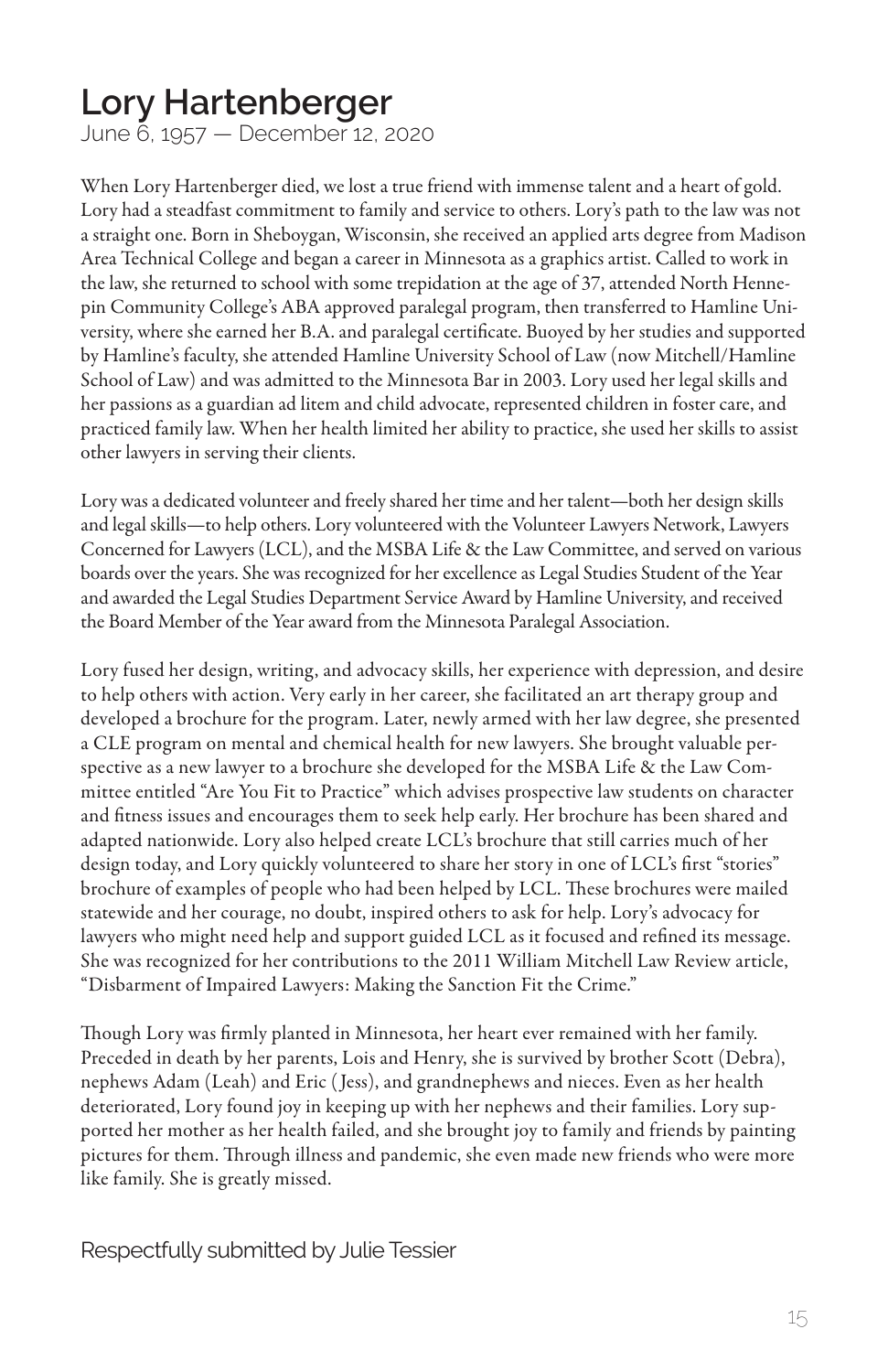# Lory Hartenberger

June 6, 1957 — December 12, 2020

When Lory Hartenberger died, we lost a true friend with immense talent and a heart of gold. Lory had a steadfast commitment to family and service to others. Lory's path to the law was not a straight one. Born in Sheboygan, Wisconsin, she received an applied arts degree from Madison Area Technical College and began a career in Minnesota as a graphics artist. Called to work in the law, she returned to school with some trepidation at the age of 37, attended North Hennepin Community College's ABA approved paralegal program, then transferred to Hamline University, where she earned her B.A. and paralegal certificate. Buoyed by her studies and supported by Hamline's faculty, she attended Hamline University School of Law (now Mitchell/Hamline School of Law) and was admitted to the Minnesota Bar in 2003. Lory used her legal skills and her passions as a guardian ad litem and child advocate, represented children in foster care, and practiced family law. When her health limited her ability to practice, she used her skills to assist other lawyers in serving their clients.

Lory was a dedicated volunteer and freely shared her time and her talent—both her design skills and legal skills—to help others. Lory volunteered with the Volunteer Lawyers Network, Lawyers Concerned for Lawyers (LCL), and the MSBA Life & the Law Committee, and served on various boards over the years. She was recognized for her excellence as Legal Studies Student of the Year and awarded the Legal Studies Department Service Award by Hamline University, and received the Board Member of the Year award from the Minnesota Paralegal Association.

Lory fused her design, writing, and advocacy skills, her experience with depression, and desire to help others with action. Very early in her career, she facilitated an art therapy group and developed a brochure for the program. Later, newly armed with her law degree, she presented a CLE program on mental and chemical health for new lawyers. She brought valuable perspective as a new lawyer to a brochure she developed for the MSBA Life & the Law Committee entitled "Are You Fit to Practice" which advises prospective law students on character and fitness issues and encourages them to seek help early. Her brochure has been shared and adapted nationwide. Lory also helped create LCL's brochure that still carries much of her design today, and Lory quickly volunteered to share her story in one of LCL's first "stories" brochure of examples of people who had been helped by LCL. These brochures were mailed statewide and her courage, no doubt, inspired others to ask for help. Lory's advocacy for lawyers who might need help and support guided LCL as it focused and refined its message. She was recognized for her contributions to the 2011 William Mitchell Law Review article, "Disbarment of Impaired Lawyers: Making the Sanction Fit the Crime."

Though Lory was firmly planted in Minnesota, her heart ever remained with her family. Preceded in death by her parents, Lois and Henry, she is survived by brother Scott (Debra), nephews Adam (Leah) and Eric (Jess), and grandnephews and nieces. Even as her health deteriorated, Lory found joy in keeping up with her nephews and their families. Lory supported her mother as her health failed, and she brought joy to family and friends by painting pictures for them. Through illness and pandemic, she even made new friends who were more like family. She is greatly missed.

Respectfully submitted by Julie Tessier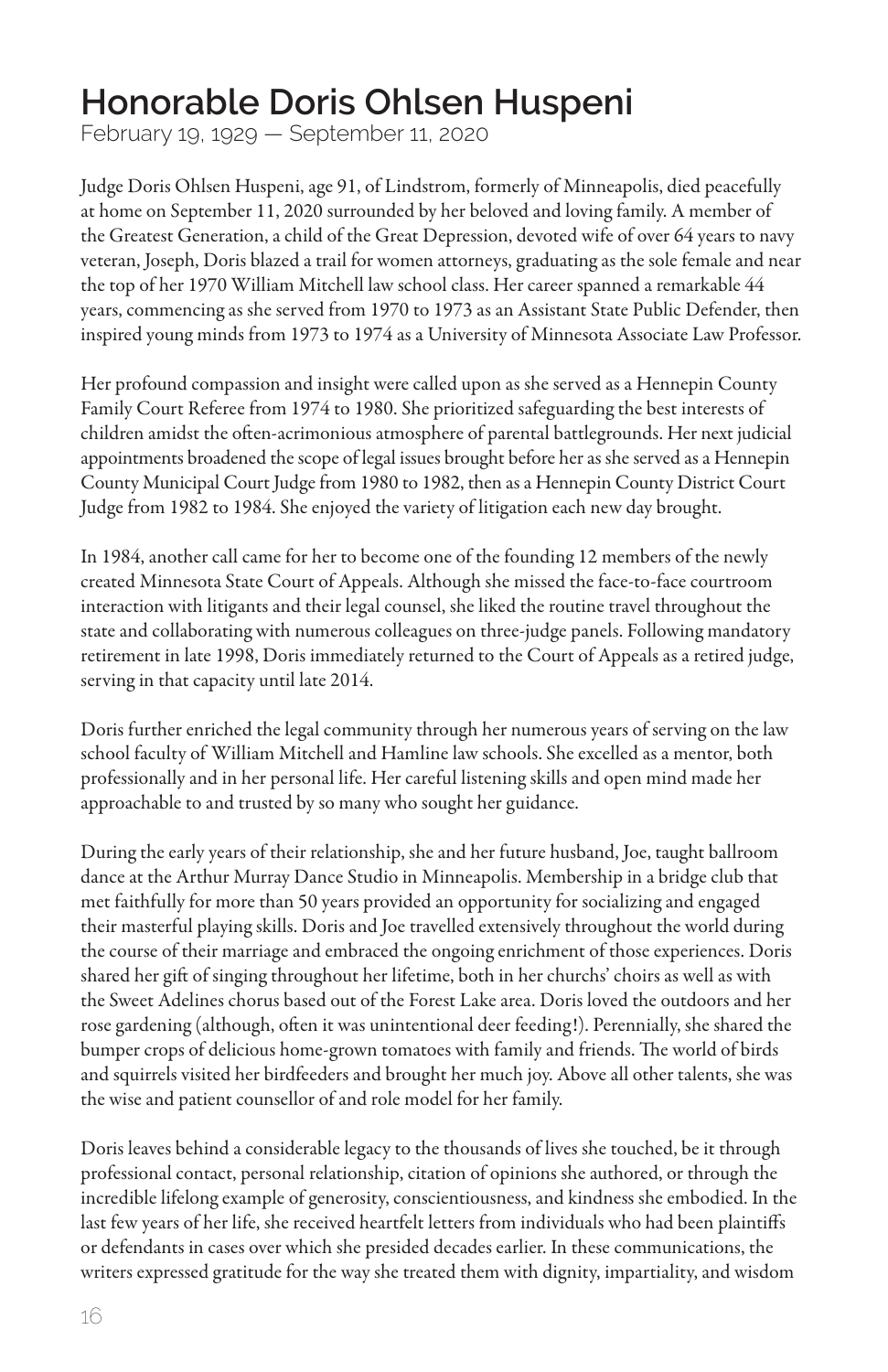# Honorable Doris Ohlsen Huspeni

February 19, 1929 — September 11, 2020

Judge Doris Ohlsen Huspeni, age 91, of Lindstrom, formerly of Minneapolis, died peacefully at home on September 11, 2020 surrounded by her beloved and loving family. A member of the Greatest Generation, a child of the Great Depression, devoted wife of over 64 years to navy veteran, Joseph, Doris blazed a trail for women attorneys, graduating as the sole female and near the top of her 1970 William Mitchell law school class. Her career spanned a remarkable 44 years, commencing as she served from 1970 to 1973 as an Assistant State Public Defender, then inspired young minds from 1973 to 1974 as a University of Minnesota Associate Law Professor.

Her profound compassion and insight were called upon as she served as a Hennepin County Family Court Referee from 1974 to 1980. She prioritized safeguarding the best interests of children amidst the often-acrimonious atmosphere of parental battlegrounds. Her next judicial appointments broadened the scope of legal issues brought before her as she served as a Hennepin County Municipal Court Judge from 1980 to 1982, then as a Hennepin County District Court Judge from 1982 to 1984. She enjoyed the variety of litigation each new day brought.

In 1984, another call came for her to become one of the founding 12 members of the newly created Minnesota State Court of Appeals. Although she missed the face-to-face courtroom interaction with litigants and their legal counsel, she liked the routine travel throughout the state and collaborating with numerous colleagues on three-judge panels. Following mandatory retirement in late 1998, Doris immediately returned to the Court of Appeals as a retired judge, serving in that capacity until late 2014.

Doris further enriched the legal community through her numerous years of serving on the law school faculty of William Mitchell and Hamline law schools. She excelled as a mentor, both professionally and in her personal life. Her careful listening skills and open mind made her approachable to and trusted by so many who sought her guidance.

During the early years of their relationship, she and her future husband, Joe, taught ballroom dance at the Arthur Murray Dance Studio in Minneapolis. Membership in a bridge club that met faithfully for more than 50 years provided an opportunity for socializing and engaged their masterful playing skills. Doris and Joe travelled extensively throughout the world during the course of their marriage and embraced the ongoing enrichment of those experiences. Doris shared her gift of singing throughout her lifetime, both in her churchs' choirs as well as with the Sweet Adelines chorus based out of the Forest Lake area. Doris loved the outdoors and her rose gardening (although, often it was unintentional deer feeding!). Perennially, she shared the bumper crops of delicious home-grown tomatoes with family and friends. The world of birds and squirrels visited her birdfeeders and brought her much joy. Above all other talents, she was the wise and patient counsellor of and role model for her family.

Doris leaves behind a considerable legacy to the thousands of lives she touched, be it through professional contact, personal relationship, citation of opinions she authored, or through the incredible lifelong example of generosity, conscientiousness, and kindness she embodied. In the last few years of her life, she received heartfelt letters from individuals who had been plaintiffs or defendants in cases over which she presided decades earlier. In these communications, the writers expressed gratitude for the way she treated them with dignity, impartiality, and wisdom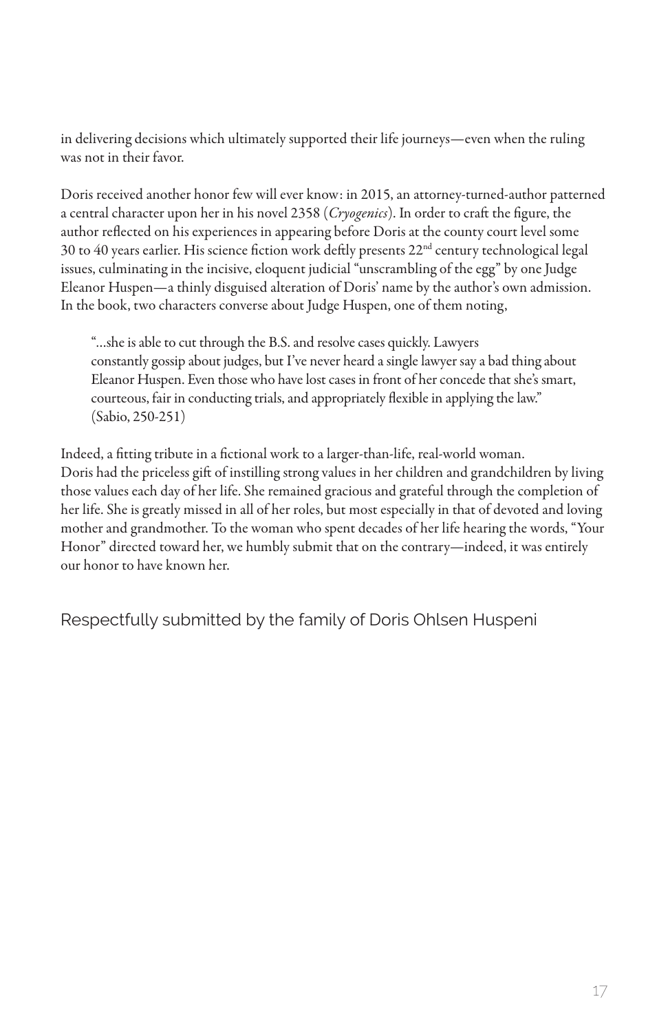in delivering decisions which ultimately supported their life journeys—even when the ruling was not in their favor.

Doris received another honor few will ever know: in 2015, an attorney-turned-author patterned a central character upon her in his novel 2358 (*Cryogenics*). In order to craft the figure, the author reflected on his experiences in appearing before Doris at the county court level some 30 to 40 years earlier. His science fiction work deftly presents 22nd century technological legal issues, culminating in the incisive, eloquent judicial "unscrambling of the egg" by one Judge Eleanor Huspen—a thinly disguised alteration of Doris' name by the author's own admission. In the book, two characters converse about Judge Huspen, one of them noting,

> "…she is able to cut through the B.S. and resolve cases quickly. Lawyers constantly gossip about judges, but I've never heard a single lawyer say a bad thing about Eleanor Huspen. Even those who have lost cases in front of her concede that she's smart, courteous, fair in conducting trials, and appropriately flexible in applying the law." (Sabio, 250-251)

Indeed, a fitting tribute in a fictional work to a larger-than-life, real-world woman. Doris had the priceless gift of instilling strong values in her children and grandchildren by living those values each day of her life. She remained gracious and grateful through the completion of her life. She is greatly missed in all of her roles, but most especially in that of devoted and loving mother and grandmother. To the woman who spent decades of her life hearing the words, "Your Honor" directed toward her, we humbly submit that on the contrary—indeed, it was entirely our honor to have known her.

Respectfully submitted by the family of Doris Ohlsen Huspeni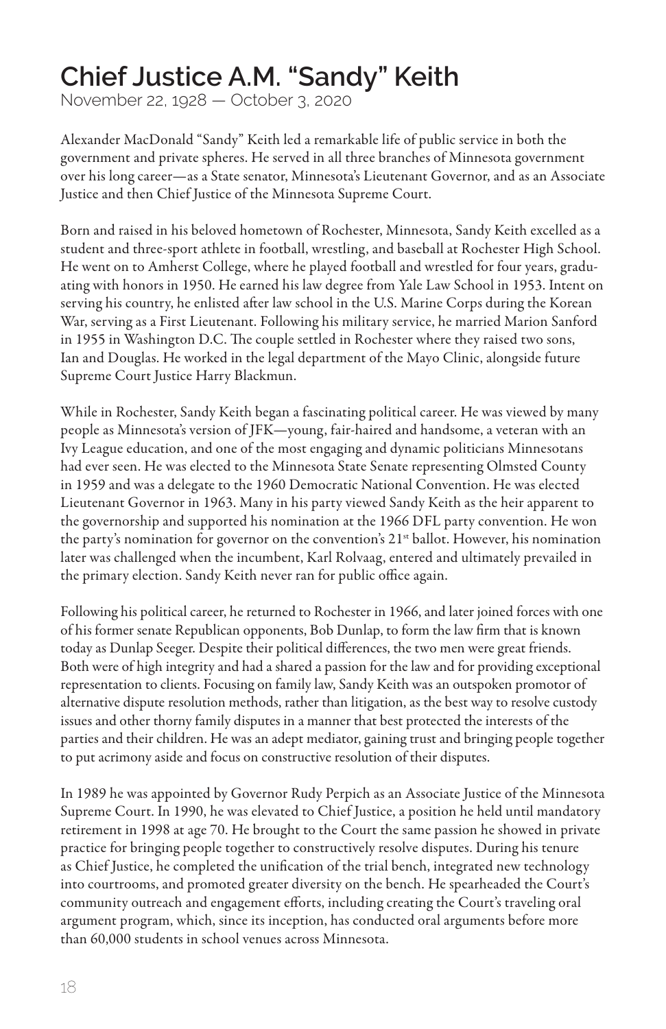# Chief Justice A.M. "Sandy" Keith

November 22, 1928 — October 3, 2020

Alexander MacDonald "Sandy" Keith led a remarkable life of public service in both the government and private spheres. He served in all three branches of Minnesota government over his long career—as a State senator, Minnesota's Lieutenant Governor, and as an Associate Justice and then Chief Justice of the Minnesota Supreme Court.

Born and raised in his beloved hometown of Rochester, Minnesota, Sandy Keith excelled as a student and three-sport athlete in football, wrestling, and baseball at Rochester High School. He went on to Amherst College, where he played football and wrestled for four years, graduating with honors in 1950. He earned his law degree from Yale Law School in 1953. Intent on serving his country, he enlisted after law school in the U.S. Marine Corps during the Korean War, serving as a First Lieutenant. Following his military service, he married Marion Sanford in 1955 in Washington D.C. The couple settled in Rochester where they raised two sons, Ian and Douglas. He worked in the legal department of the Mayo Clinic, alongside future Supreme Court Justice Harry Blackmun.

While in Rochester, Sandy Keith began a fascinating political career. He was viewed by many people as Minnesota's version of JFK—young, fair-haired and handsome, a veteran with an Ivy League education, and one of the most engaging and dynamic politicians Minnesotans had ever seen. He was elected to the Minnesota State Senate representing Olmsted County in 1959 and was a delegate to the 1960 Democratic National Convention. He was elected Lieutenant Governor in 1963. Many in his party viewed Sandy Keith as the heir apparent to the governorship and supported his nomination at the 1966 DFL party convention. He won the party's nomination for governor on the convention's 21st ballot. However, his nomination later was challenged when the incumbent, Karl Rolvaag, entered and ultimately prevailed in the primary election. Sandy Keith never ran for public office again.

Following his political career, he returned to Rochester in 1966, and later joined forces with one of his former senate Republican opponents, Bob Dunlap, to form the law firm that is known today as Dunlap Seeger. Despite their political differences, the two men were great friends. Both were of high integrity and had a shared a passion for the law and for providing exceptional representation to clients. Focusing on family law, Sandy Keith was an outspoken promotor of alternative dispute resolution methods, rather than litigation, as the best way to resolve custody issues and other thorny family disputes in a manner that best protected the interests of the parties and their children. He was an adept mediator, gaining trust and bringing people together to put acrimony aside and focus on constructive resolution of their disputes.

In 1989 he was appointed by Governor Rudy Perpich as an Associate Justice of the Minnesota Supreme Court. In 1990, he was elevated to Chief Justice, a position he held until mandatory retirement in 1998 at age 70. He brought to the Court the same passion he showed in private practice for bringing people together to constructively resolve disputes. During his tenure as Chief Justice, he completed the unification of the trial bench, integrated new technology into courtrooms, and promoted greater diversity on the bench. He spearheaded the Court's community outreach and engagement efforts, including creating the Court's traveling oral argument program, which, since its inception, has conducted oral arguments before more than 60,000 students in school venues across Minnesota.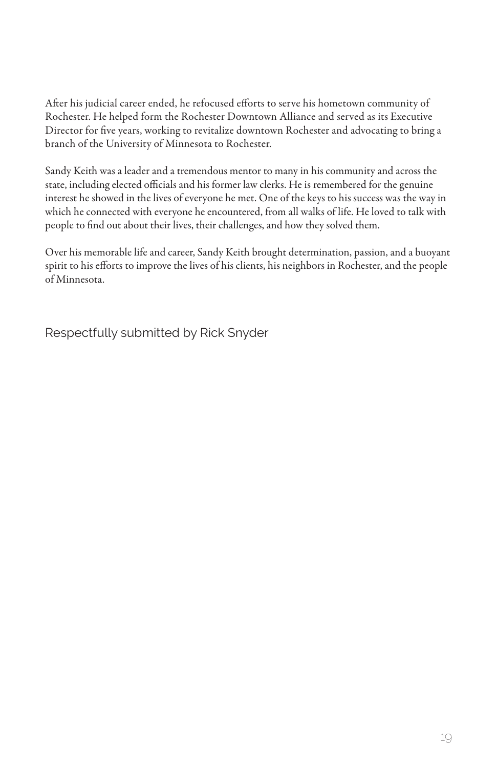After his judicial career ended, he refocused efforts to serve his hometown community of Rochester. He helped form the Rochester Downtown Alliance and served as its Executive Director for five years, working to revitalize downtown Rochester and advocating to bring a branch of the University of Minnesota to Rochester.

Sandy Keith was a leader and a tremendous mentor to many in his community and across the state, including elected officials and his former law clerks. He is remembered for the genuine interest he showed in the lives of everyone he met. One of the keys to his success was the way in which he connected with everyone he encountered, from all walks of life. He loved to talk with people to find out about their lives, their challenges, and how they solved them.

Over his memorable life and career, Sandy Keith brought determination, passion, and a buoyant spirit to his efforts to improve the lives of his clients, his neighbors in Rochester, and the people of Minnesota.

Respectfully submitted by Rick Snyder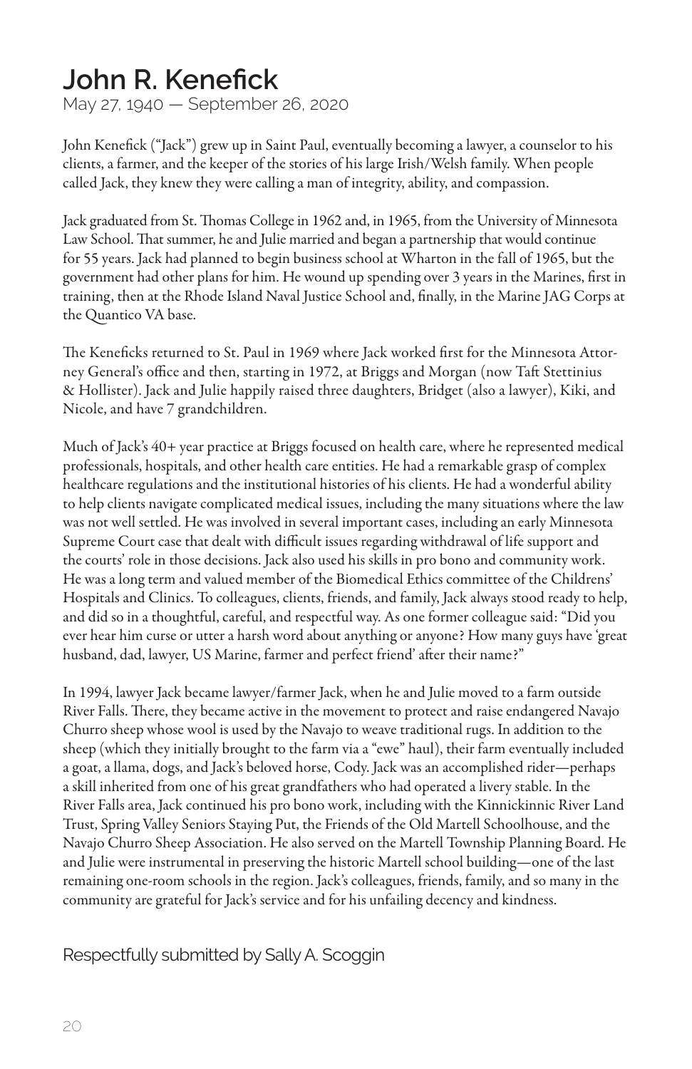# John R. Kenefick

May 27, 1940 — September 26, 2020

John Kenefick ("Jack") grew up in Saint Paul, eventually becoming a lawyer, a counselor to his clients, a farmer, and the keeper of the stories of his large Irish/Welsh family. When people called Jack, they knew they were calling a man of integrity, ability, and compassion.

Jack graduated from St. Thomas College in 1962 and, in 1965, from the University of Minnesota Law School. That summer, he and Julie married and began a partnership that would continue for 55 years. Jack had planned to begin business school at Wharton in the fall of 1965, but the government had other plans for him. He wound up spending over 3 years in the Marines, first in training, then at the Rhode Island Naval Justice School and, finally, in the Marine JAG Corps at the Quantico VA base.

The Kenefícks returned to St. Paul in 1969 where Jack worked first for the Minnesota Attorney General's office and then, starting in 1972, at Briggs and Morgan (now Taft Stettinius & Hollister). Jack and Julie happily raised three daughters, Bridget (also a lawyer), Kiki, and Nicole, and have 7 grandchildren.

Much of Jack's 40+ year practice at Briggs focused on health care, where he represented medical professionals, hospitals, and other health care entities. He had a remarkable grasp of complex healthcare regulations and the institutional histories of his clients. He had a wonderful ability to help clients navigate complicated medical issues, including the many situations where the law was not well settled. He was involved in several important cases, including an early Minnesota Supreme Court case that dealt with difficult issues regarding withdrawal of life support and the courts' role in those decisions. Jack also used his skills in pro bono and community work. He was a long term and valued member of the Biomedical Ethics committee of the Childrens' Hospitals and Clinics. To colleagues, clients, friends, and family, Jack always stood ready to help, and did so in a thoughtful, careful, and respectful way. As one former colleague said: "Did you ever hear him curse or utter a harsh word about anything or anyone? How many guys have 'great husband, dad, lawyer, US Marine, farmer and perfect friend' after their name?"

In 1994, lawyer Jack became lawyer/farmer Jack, when he and Julie moved to a farm outside River Falls. There, they became active in the movement to protect and raise endangered Navajo Churro sheep whose wool is used by the Navajo to weave traditional rugs. In addition to the sheep (which they initially brought to the farm via a "ewe" haul), their farm eventually included a goat, a llama, dogs, and Jack's beloved horse, Cody. Jack was an accomplished rider—perhaps a skill inherited from one of his great grandfathers who had operated a livery stable. In the River Falls area, Jack continued his pro bono work, including with the Kinnickinnic River Land Trust, Spring Valley Seniors Staying Put, the Friends of the Old Martell Schoolhouse, and the Navajo Churro Sheep Association. He also served on the Martell Township Planning Board. He and Julie were instrumental in preserving the historic Martell school building—one of the last remaining one-room schools in the region. Jack's colleagues, friends, family, and so many in the community are grateful for Jack's service and for his unfailing decency and kindness.

Respectfully submitted by Sally A. Scoggin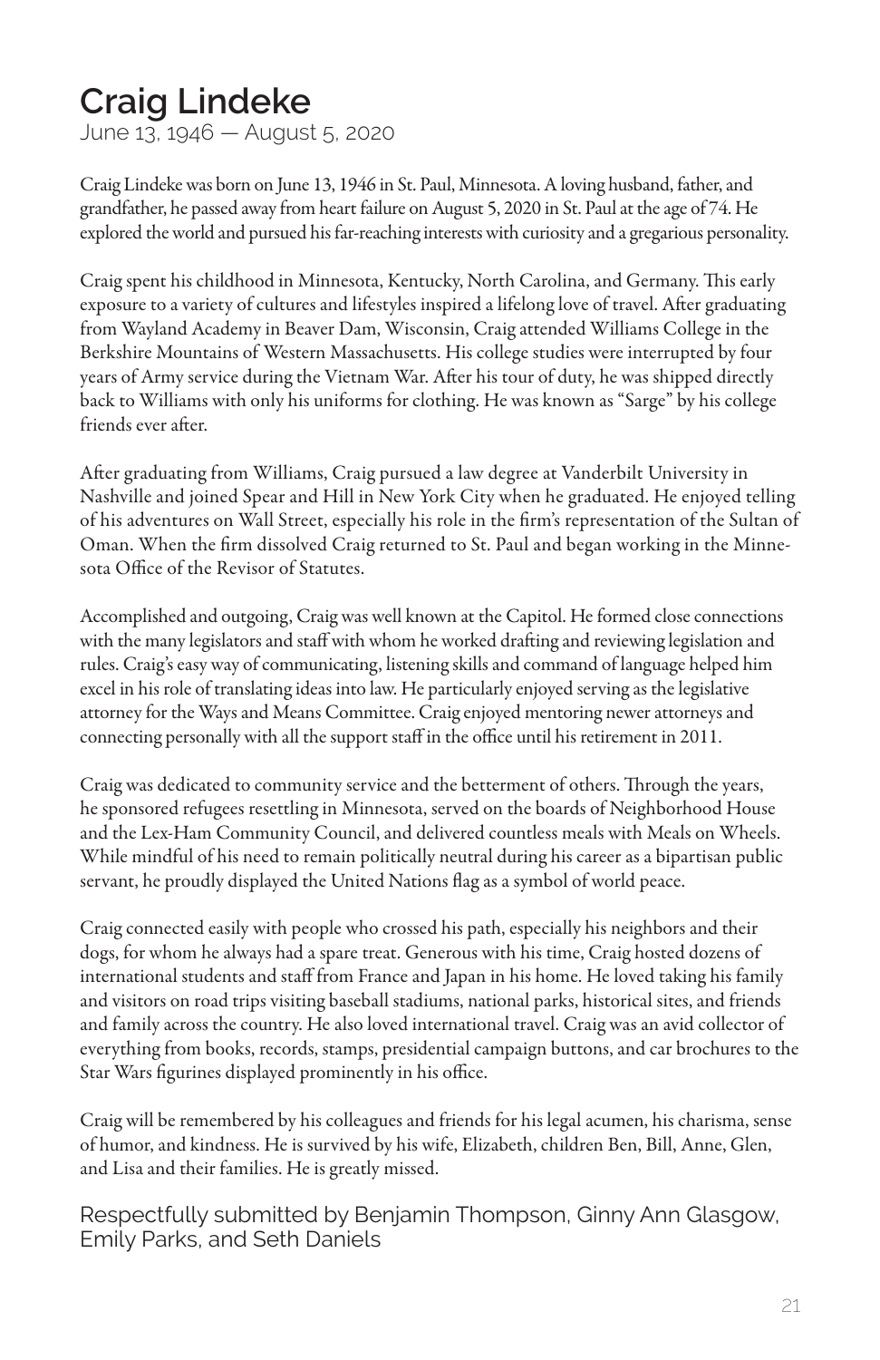# Craig Lindeke

June 13, 1946 — August 5, 2020

Craig Lindeke was born on June 13, 1946 in St. Paul, Minnesota. A loving husband, father, and grandfather, he passed away from heart failure on August 5, 2020 in St. Paul at the age of 74. He explored the world and pursued his far-reaching interests with curiosity and a gregarious personality.

Craig spent his childhood in Minnesota, Kentucky, North Carolina, and Germany. This early exposure to a variety of cultures and lifestyles inspired a lifelong love of travel. After graduating from Wayland Academy in Beaver Dam, Wisconsin, Craig attended Williams College in the Berkshire Mountains of Western Massachusetts. His college studies were interrupted by four years of Army service during the Vietnam War. After his tour of duty, he was shipped directly back to Williams with only his uniforms for clothing. He was known as "Sarge" by his college friends ever after.

After graduating from Williams, Craig pursued a law degree at Vanderbilt University in Nashville and joined Spear and Hill in New York City when he graduated. He enjoyed telling of his adventures on Wall Street, especially his role in the firm's representation of the Sultan of Oman. When the firm dissolved Craig returned to St. Paul and began working in the Minnesota Office of the Revisor of Statutes.

Accomplished and outgoing, Craig was well known at the Capitol. He formed close connections with the many legislators and staff with whom he worked drafting and reviewing legislation and rules. Craig's easy way of communicating, listening skills and command of language helped him excel in his role of translating ideas into law. He particularly enjoyed serving as the legislative attorney for the Ways and Means Committee. Craig enjoyed mentoring newer attorneys and connecting personally with all the support staff in the office until his retirement in 2011.

Craig was dedicated to community service and the betterment of others. Through the years, he sponsored refugees resettling in Minnesota, served on the boards of Neighborhood House and the Lex-Ham Community Council, and delivered countless meals with Meals on Wheels. While mindful of his need to remain politically neutral during his career as a bipartisan public servant, he proudly displayed the United Nations flag as a symbol of world peace.

Craig connected easily with people who crossed his path, especially his neighbors and their dogs, for whom he always had a spare treat. Generous with his time, Craig hosted dozens of international students and staff from France and Japan in his home. He loved taking his family and visitors on road trips visiting baseball stadiums, national parks, historical sites, and friends and family across the country. He also loved international travel. Craig was an avid collector of everything from books, records, stamps, presidential campaign buttons, and car brochures to the Star Wars figurines displayed prominently in his office.

Craig will be remembered by his colleagues and friends for his legal acumen, his charisma, sense of humor, and kindness. He is survived by his wife, Elizabeth, children Ben, Bill, Anne, Glen, and Lisa and their families. He is greatly missed.

Respectfully submitted by Benjamin Thompson, Ginny Ann Glasgow, Emily Parks, and Seth Daniels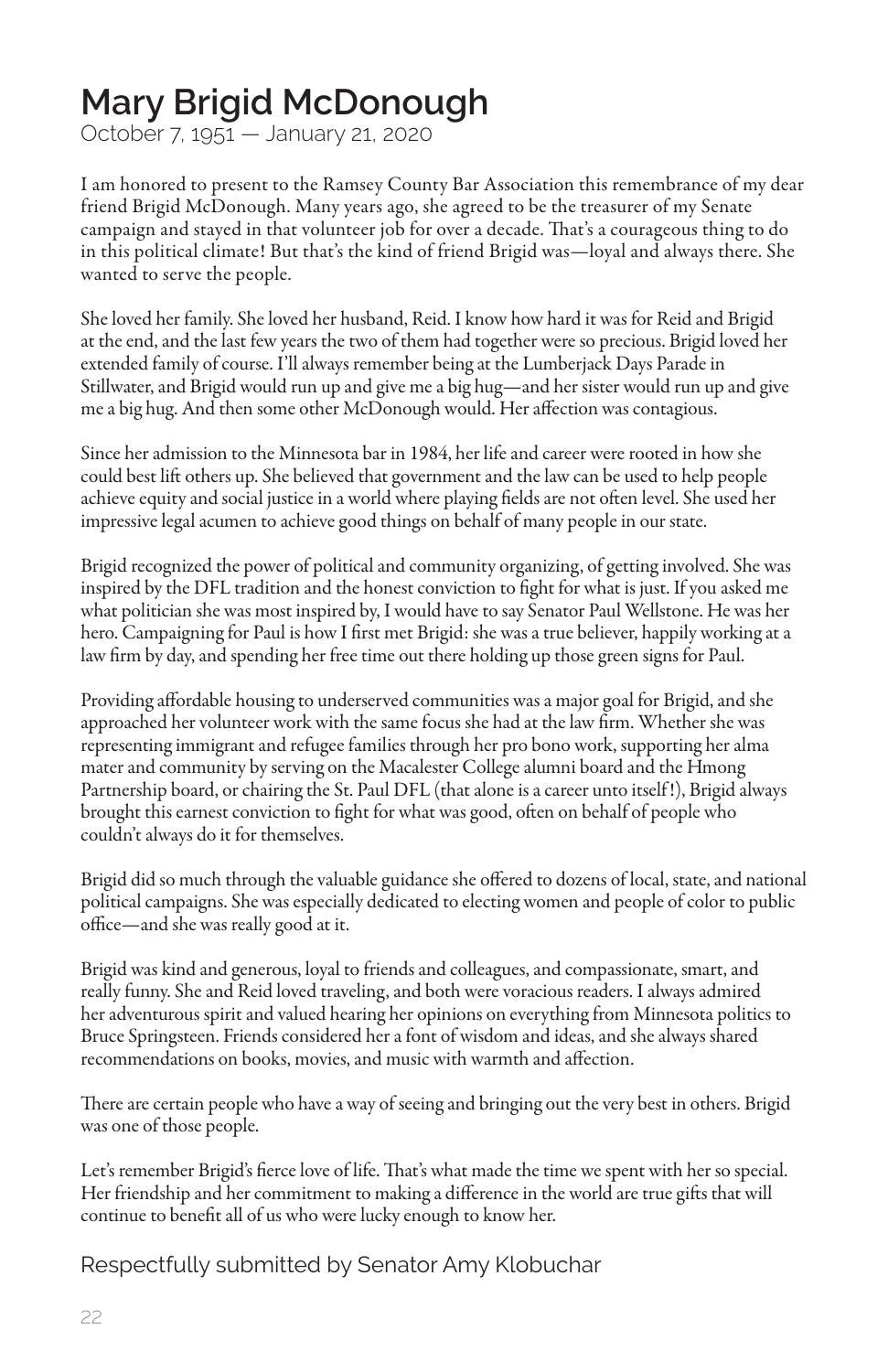# Mary Brigid McDonough

October 7, 1951 — January 21, 2020

I am honored to present to the Ramsey County Bar Association this remembrance of my dear friend Brigid McDonough. Many years ago, she agreed to be the treasurer of my Senate campaign and stayed in that volunteer job for over a decade. That's a courageous thing to do in this political climate! But that's the kind of friend Brigid was—loyal and always there. She wanted to serve the people.

She loved her family. She loved her husband, Reid. I know how hard it was for Reid and Brigid at the end, and the last few years the two of them had together were so precious. Brigid loved her extended family of course. I'll always remember being at the Lumberjack Days Parade in Stillwater, and Brigid would run up and give me a big hug—and her sister would run up and give me a big hug. And then some other McDonough would. Her affection was contagious.

Since her admission to the Minnesota bar in 1984, her life and career were rooted in how she could best lift others up. She believed that government and the law can be used to help people achieve equity and social justice in a world where playing fields are not often level. She used her impressive legal acumen to achieve good things on behalf of many people in our state.

Brigid recognized the power of political and community organizing, of getting involved. She was inspired by the DFL tradition and the honest conviction to fight for what is just. If you asked me what politician she was most inspired by, I would have to say Senator Paul Wellstone. He was her hero. Campaigning for Paul is how I first met Brigid: she was a true believer, happily working at a law firm by day, and spending her free time out there holding up those green signs for Paul.

Providing affordable housing to underserved communities was a major goal for Brigid, and she approached her volunteer work with the same focus she had at the law firm. Whether she was representing immigrant and refugee families through her pro bono work, supporting her alma mater and community by serving on the Macalester College alumni board and the Hmong Partnership board, or chairing the St. Paul DFL (that alone is a career unto itself!), Brigid always brought this earnest conviction to fight for what was good, often on behalf of people who couldn't always do it for themselves.

Brigid did so much through the valuable guidance she offered to dozens of local, state, and national political campaigns. She was especially dedicated to electing women and people of color to public office—and she was really good at it.

Brigid was kind and generous, loyal to friends and colleagues, and compassionate, smart, and really funny. She and Reid loved traveling, and both were voracious readers. I always admired her adventurous spirit and valued hearing her opinions on everything from Minnesota politics to Bruce Springsteen. Friends considered her a font of wisdom and ideas, and she always shared recommendations on books, movies, and music with warmth and affection.

There are certain people who have a way of seeing and bringing out the very best in others. Brigid was one of those people.

Let's remember Brigid's fierce love of life. That's what made the time we spent with her so special. Her friendship and her commitment to making a difference in the world are true gifts that will continue to benefit all of us who were lucky enough to know her.

Respectfully submitted by Senator Amy Klobuchar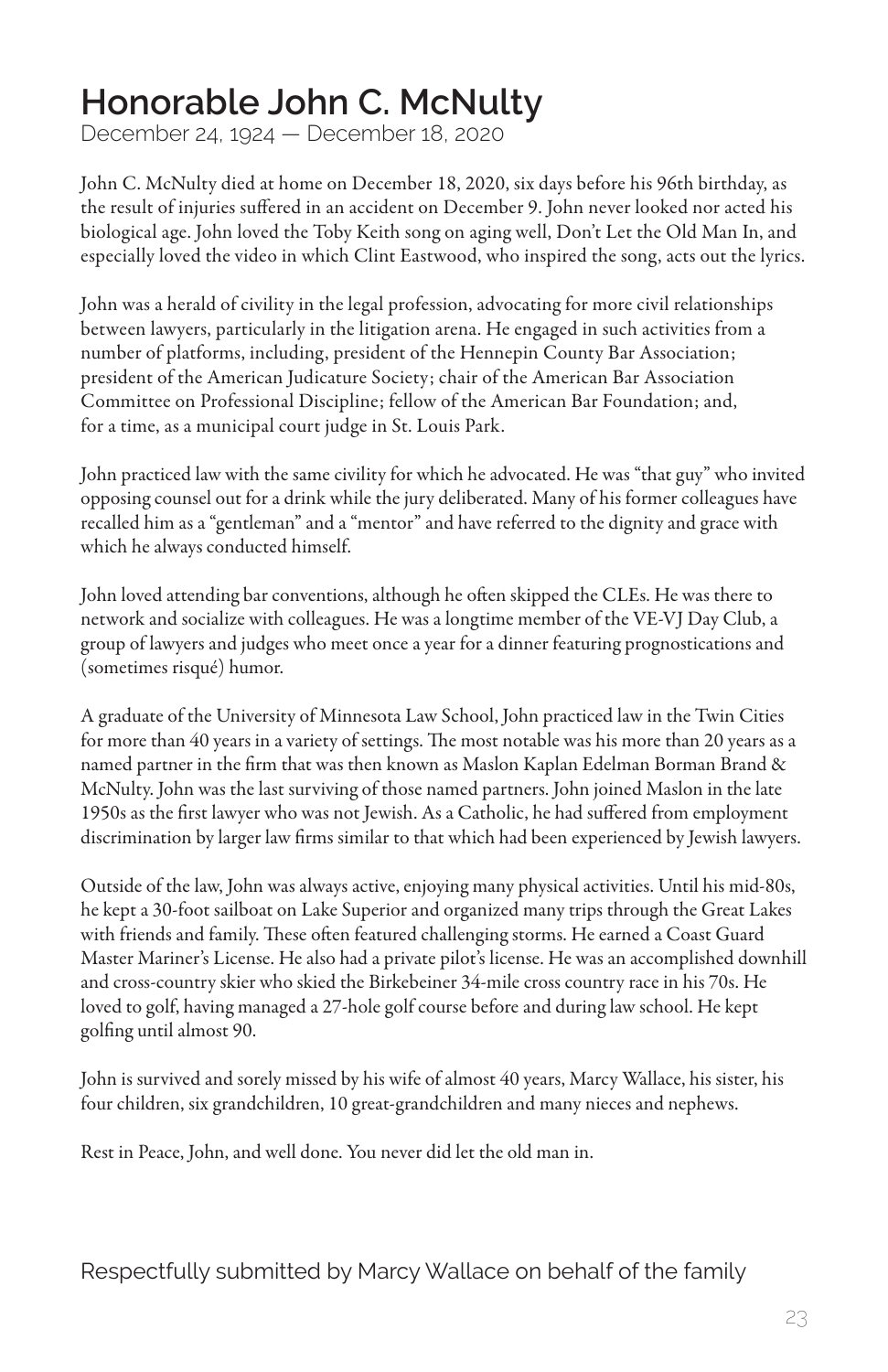# Honorable John C. McNulty

December 24, 1924 — December 18, 2020

John C. McNulty died at home on December 18, 2020, six days before his 96th birthday, as the result of injuries suffered in an accident on December 9. John never looked nor acted his biological age. John loved the Toby Keith song on aging well, Don't Let the Old Man In, and especially loved the video in which Clint Eastwood, who inspired the song, acts out the lyrics.

John was a herald of civility in the legal profession, advocating for more civil relationships between lawyers, particularly in the litigation arena. He engaged in such activities from a number of platforms, including, president of the Hennepin County Bar Association; president of the American Judicature Society; chair of the American Bar Association Committee on Professional Discipline; fellow of the American Bar Foundation; and, for a time, as a municipal court judge in St. Louis Park.

John practiced law with the same civility for which he advocated. He was "that guy" who invited opposing counsel out for a drink while the jury deliberated. Many of his former colleagues have recalled him as a "gentleman" and a "mentor" and have referred to the dignity and grace with which he always conducted himself.

John loved attending bar conventions, although he often skipped the CLEs. He was there to network and socialize with colleagues. He was a longtime member of the VE-VJ Day Club, a group of lawyers and judges who meet once a year for a dinner featuring prognostications and (sometimes risqué) humor.

A graduate of the University of Minnesota Law School, John practiced law in the Twin Cities for more than 40 years in a variety of settings. The most notable was his more than 20 years as a named partner in the firm that was then known as Maslon Kaplan Edelman Borman Brand & McNulty. John was the last surviving of those named partners. John joined Maslon in the late 1950s as the first lawyer who was not Jewish. As a Catholic, he had suffered from employment discrimination by larger law firms similar to that which had been experienced by Jewish lawyers.

Outside of the law, John was always active, enjoying many physical activities. Until his mid-80s, he kept a 30-foot sailboat on Lake Superior and organized many trips through the Great Lakes with friends and family. These often featured challenging storms. He earned a Coast Guard Master Mariner's License. He also had a private pilot's license. He was an accomplished downhill and cross-country skier who skied the Birkebeiner 34-mile cross country race in his 70s. He loved to golf, having managed a 27-hole golf course before and during law school. He kept golfing until almost 90.

John is survived and sorely missed by his wife of almost 40 years, Marcy Wallace, his sister, his four children, six grandchildren, 10 great-grandchildren and many nieces and nephews.

Rest in Peace, John, and well done. You never did let the old man in.

Respectfully submitted by Marcy Wallace on behalf of the family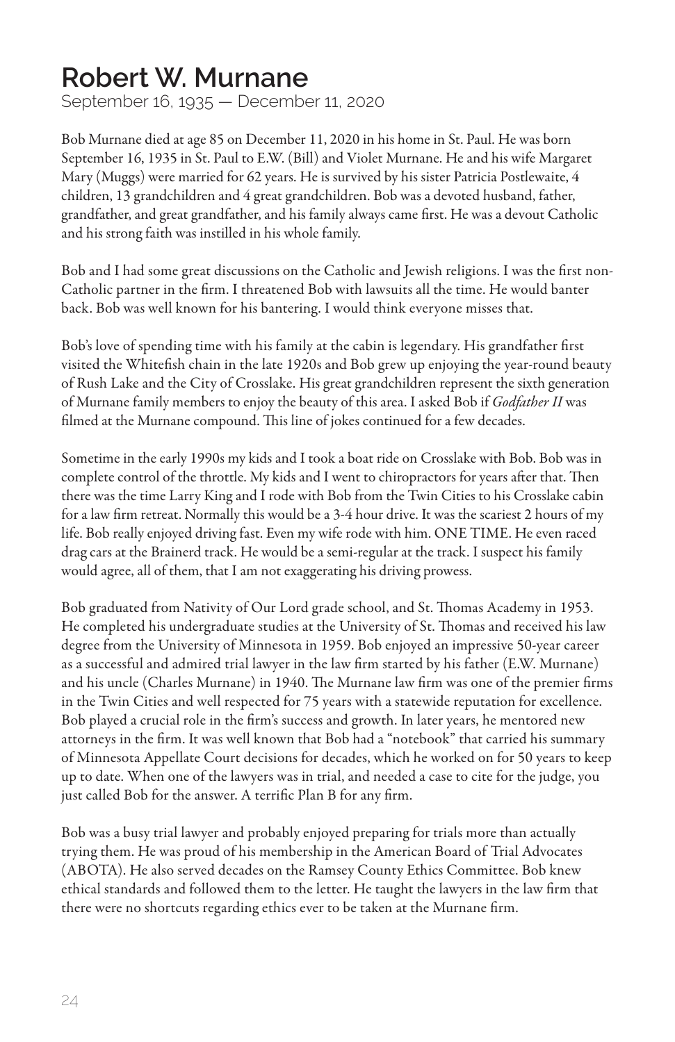# Robert W. Murnane

September 16, 1935 — December 11, 2020

Bob Murnane died at age 85 on December 11, 2020 in his home in St. Paul. He was born September 16, 1935 in St. Paul to E.W. (Bill) and Violet Murnane. He and his wife Margaret Mary (Muggs) were married for 62 years. He is survived by his sister Patricia Postlewaite, 4 children, 13 grandchildren and 4 great grandchildren. Bob was a devoted husband, father, grandfather, and great grandfather, and his family always came first. He was a devout Catholic and his strong faith was instilled in his whole family.

Bob and I had some great discussions on the Catholic and Jewish religions. I was the first non-Catholic partner in the firm. I threatened Bob with lawsuits all the time. He would banter back. Bob was well known for his bantering. I would think everyone misses that.

Bob's love of spending time with his family at the cabin is legendary. His grandfather first visited the Whitefish chain in the late 1920s and Bob grew up enjoying the year-round beauty of Rush Lake and the City of Crosslake. His great grandchildren represent the sixth generation of Murnane family members to enjoy the beauty of this area. I asked Bob if *Godfather II* was filmed at the Murnane compound. This line of jokes continued for a few decades.

Sometime in the early 1990s my kids and I took a boat ride on Crosslake with Bob. Bob was in complete control of the throttle. My kids and I went to chiropractors for years after that. Then there was the time Larry King and I rode with Bob from the Twin Cities to his Crosslake cabin for a law firm retreat. Normally this would be a 3-4 hour drive. It was the scariest 2 hours of my life. Bob really enjoyed driving fast. Even my wife rode with him. ONE TIME. He even raced drag cars at the Brainerd track. He would be a semi-regular at the track. I suspect his family would agree, all of them, that I am not exaggerating his driving prowess.

Bob graduated from Nativity of Our Lord grade school, and St. Thomas Academy in 1953. He completed his undergraduate studies at the University of St. Thomas and received his law degree from the University of Minnesota in 1959. Bob enjoyed an impressive 50-year career as a successful and admired trial lawyer in the law firm started by his father (E.W. Murnane) and his uncle (Charles Murnane) in 1940. The Murnane law firm was one of the premier firms in the Twin Cities and well respected for 75 years with a statewide reputation for excellence. Bob played a crucial role in the firm's success and growth. In later years, he mentored new attorneys in the firm. It was well known that Bob had a "notebook" that carried his summary of Minnesota Appellate Court decisions for decades, which he worked on for 50 years to keep up to date. When one of the lawyers was in trial, and needed a case to cite for the judge, you just called Bob for the answer. A terrific Plan B for any firm.

Bob was a busy trial lawyer and probably enjoyed preparing for trials more than actually trying them. He was proud of his membership in the American Board of Trial Advocates (ABOTA). He also served decades on the Ramsey County Ethics Committee. Bob knew ethical standards and followed them to the letter. He taught the lawyers in the law firm that there were no shortcuts regarding ethics ever to be taken at the Murnane firm.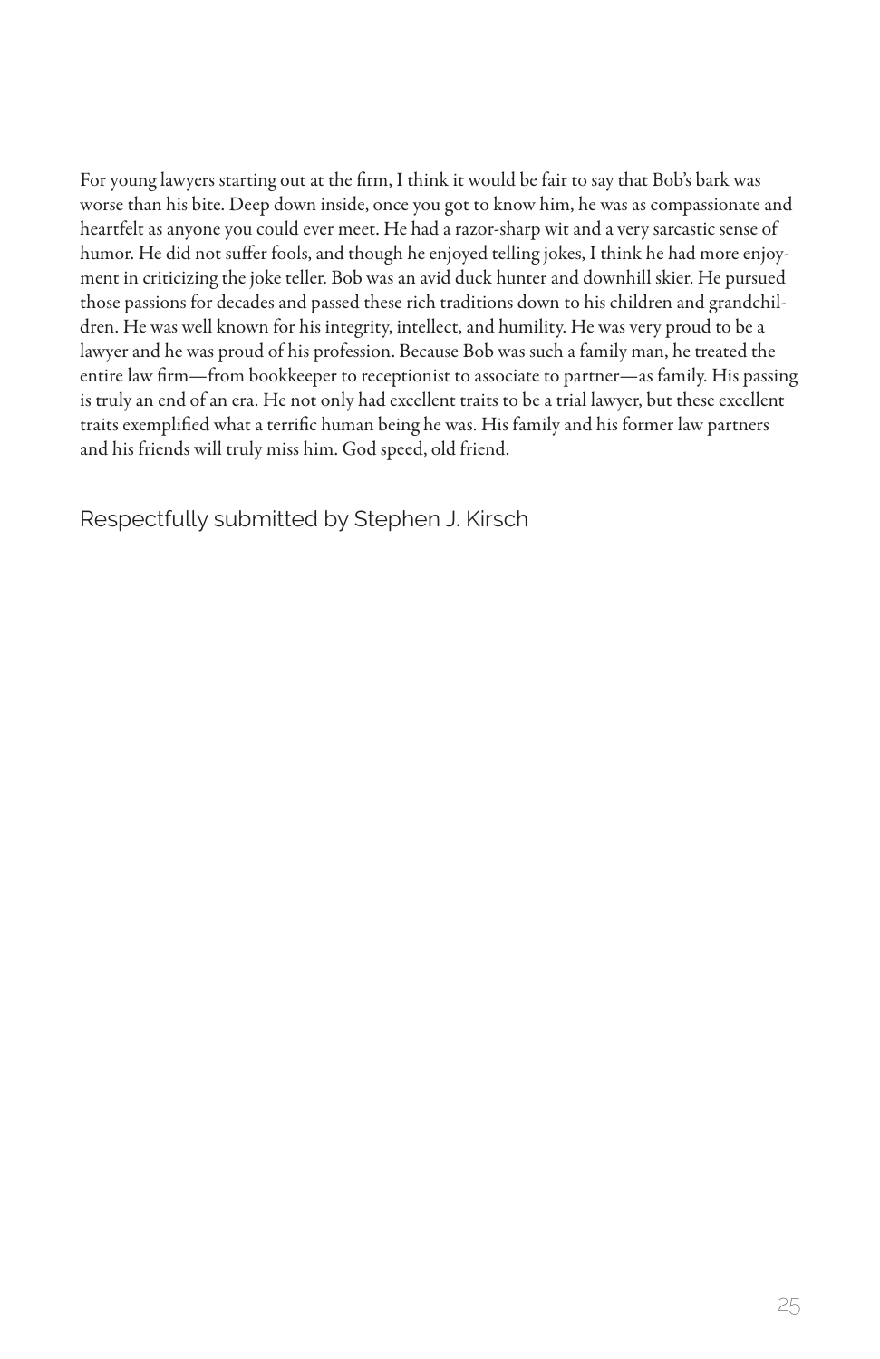For young lawyers starting out at the firm, I think it would be fair to say that Bob's bark was worse than his bite. Deep down inside, once you got to know him, he was as compassionate and heartfelt as anyone you could ever meet. He had a razor-sharp wit and a very sarcastic sense of humor. He did not suffer fools, and though he enjoyed telling jokes, I think he had more enjoyment in criticizing the joke teller. Bob was an avid duck hunter and downhill skier. He pursued those passions for decades and passed these rich traditions down to his children and grandchildren. He was well known for his integrity, intellect, and humility. He was very proud to be a lawyer and he was proud of his profession. Because Bob was such a family man, he treated the entire law firm—from bookkeeper to receptionist to associate to partner—as family. His passing is truly an end of an era. He not only had excellent traits to be a trial lawyer, but these excellent traits exemplified what a terrific human being he was. His family and his former law partners and his friends will truly miss him. God speed, old friend.

Respectfully submitted by Stephen J. Kirsch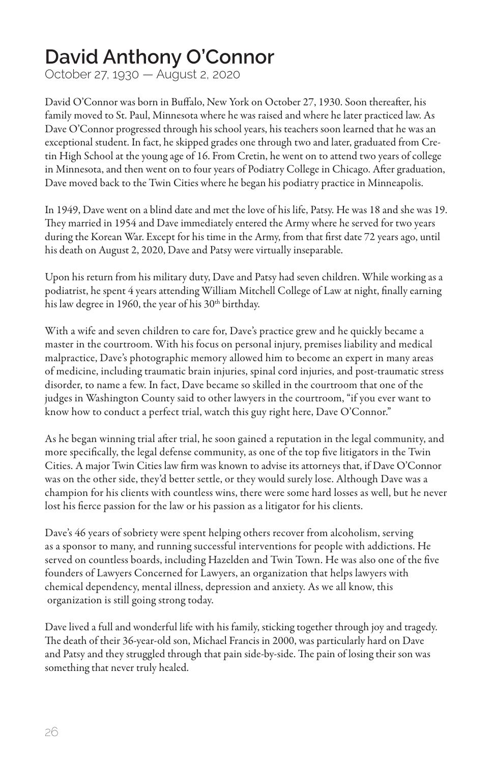# David Anthony O'Connor

October 27, 1930 — August 2, 2020

David O'Connor was born in Buffalo, New York on October 27, 1930. Soon thereafter, his family moved to St. Paul, Minnesota where he was raised and where he later practiced law. As Dave O'Connor progressed through his school years, his teachers soon learned that he was an exceptional student. In fact, he skipped grades one through two and later, graduated from Cretin High School at the young age of 16. From Cretin, he went on to attend two years of college in Minnesota, and then went on to four years of Podiatry College in Chicago. After graduation, Dave moved back to the Twin Cities where he began his podiatry practice in Minneapolis.

In 1949, Dave went on a blind date and met the love of his life, Patsy. He was 18 and she was 19. They married in 1954 and Dave immediately entered the Army where he served for two years during the Korean War. Except for his time in the Army, from that first date 72 years ago, until his death on August 2, 2020, Dave and Patsy were virtually inseparable.

Upon his return from his military duty, Dave and Patsy had seven children. While working as a podiatrist, he spent 4 years attending William Mitchell College of Law at night, finally earning his law degree in 1960, the year of his 30th birthday.

With a wife and seven children to care for, Dave's practice grew and he quickly became a master in the courtroom. With his focus on personal injury, premises liability and medical malpractice, Dave's photographic memory allowed him to become an expert in many areas of medicine, including traumatic brain injuries, spinal cord injuries, and post-traumatic stress disorder, to name a few. In fact, Dave became so skilled in the courtroom that one of the judges in Washington County said to other lawyers in the courtroom, "if you ever want to know how to conduct a perfect trial, watch this guy right here, Dave O'Connor."

As he began winning trial after trial, he soon gained a reputation in the legal community, and more specifically, the legal defense community, as one of the top five litigators in the Twin Cities. A major Twin Cities law firm was known to advise its attorneys that, if Dave O'Connor was on the other side, they'd better settle, or they would surely lose. Although Dave was a champion for his clients with countless wins, there were some hard losses as well, but he never lost his fierce passion for the law or his passion as a litigator for his clients.

Dave's 46 years of sobriety were spent helping others recover from alcoholism, serving as a sponsor to many, and running successful interventions for people with addictions. He served on countless boards, including Hazelden and Twin Town. He was also one of the five founders of Lawyers Concerned for Lawyers, an organization that helps lawyers with chemical dependency, mental illness, depression and anxiety. As we all know, this organization is still going strong today.

Dave lived a full and wonderful life with his family, sticking together through joy and tragedy. The death of their 36-year-old son, Michael Francis in 2000, was particularly hard on Dave and Patsy and they struggled through that pain side-by-side. The pain of losing their son was something that never truly healed.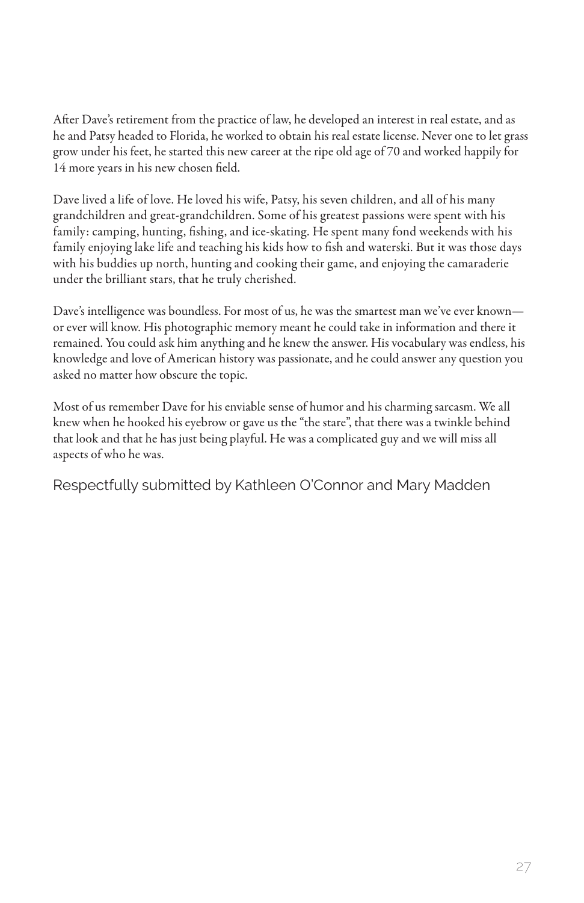After Dave's retirement from the practice of law, he developed an interest in real estate, and as he and Patsy headed to Florida, he worked to obtain his real estate license. Never one to let grass grow under his feet, he started this new career at the ripe old age of 70 and worked happily for 14 more years in his new chosen field.

Dave lived a life of love. He loved his wife, Patsy, his seven children, and all of his many grandchildren and great-grandchildren. Some of his greatest passions were spent with his family: camping, hunting, fishing, and ice-skating. He spent many fond weekends with his family enjoying lake life and teaching his kids how to fish and waterski. But it was those days with his buddies up north, hunting and cooking their game, and enjoying the camaraderie under the brilliant stars, that he truly cherished.

Dave's intelligence was boundless. For most of us, he was the smartest man we've ever known—or ever will know. His photographic memory meant he could take in information and there it remained. You could ask him anything and he knew the answer. His vocabulary was endless, his knowledge and love of American history was passionate, and he could answer any question you asked no matter how obscure the topic.

Most of us remember Dave for his enviable sense of humor and his charming sarcasm. We all knew when he hooked his eyebrow or gave us the "the stare", that there was a twinkle behind that look and that he has just being playful. He was a complicated guy and we will miss all aspects of who he was.

Respectfully submitted by Kathleen O'Connor and Mary Madden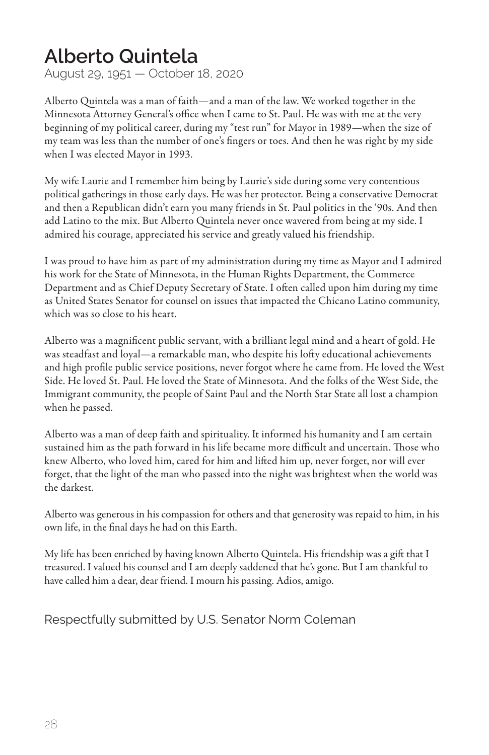# Alberto Quintela

August 29, 1951 — October 18, 2020

Alberto Quintela was a man of faith—and a man of the law. We worked together in the Minnesota Attorney General's office when I came to St. Paul. He was with me at the very beginning of my political career, during my "test run" for Mayor in 1989—when the size of my team was less than the number of one's fingers or toes. And then he was right by my side when I was elected Mayor in 1993.

My wife Laurie and I remember him being by Laurie's side during some very contentious political gatherings in those early days. He was her protector. Being a conservative Democrat and then a Republican didn't earn you many friends in St. Paul politics in the '90s. And then add Latino to the mix. But Alberto Quintela never once wavered from being at my side. I admired his courage, appreciated his service and greatly valued his friendship.

I was proud to have him as part of my administration during my time as Mayor and I admired his work for the State of Minnesota, in the Human Rights Department, the Commerce Department and as Chief Deputy Secretary of State. I often called upon him during my time as United States Senator for counsel on issues that impacted the Chicano Latino community, which was so close to his heart.

Alberto was a magnificent public servant, with a brilliant legal mind and a heart of gold. He was steadfast and loyal—a remarkable man, who despite his lofty educational achievements and high profile public service positions, never forgot where he came from. He loved the West Side. He loved St. Paul. He loved the State of Minnesota. And the folks of the West Side, the Immigrant community, the people of Saint Paul and the North Star State all lost a champion when he passed.

Alberto was a man of deep faith and spirituality. It informed his humanity and I am certain sustained him as the path forward in his life became more difficult and uncertain. Those who knew Alberto, who loved him, cared for him and lifted him up, never forget, nor will ever forget, that the light of the man who passed into the night was brightest when the world was the darkest.

Alberto was generous in his compassion for others and that generosity was repaid to him, in his own life, in the final days he had on this Earth.

My life has been enriched by having known Alberto Quintela. His friendship was a gift that I treasured. I valued his counsel and I am deeply saddened that he's gone. But I am thankful to have called him a dear, dear friend. I mourn his passing. Adios, amigo.

Respectfully submitted by U.S. Senator Norm Coleman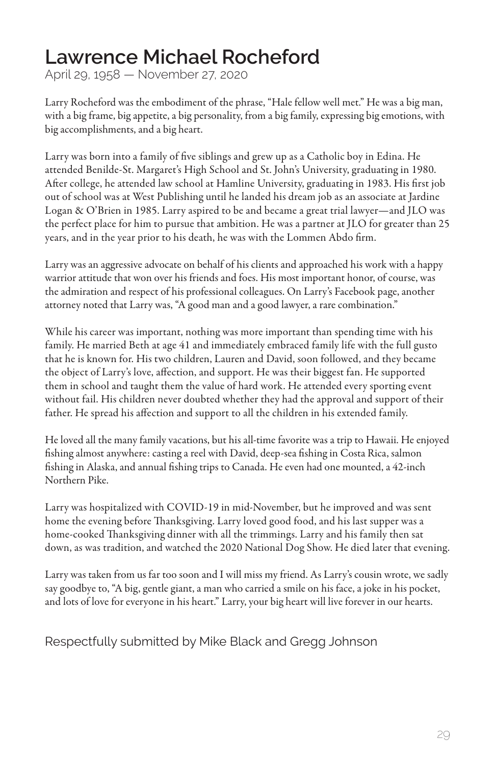# Lawrence Michael Rocheford

April 29, 1958 — November 27, 2020

Larry Rocheford was the embodiment of the phrase, "Hale fellow well met." He was a big man, with a big frame, big appetite, a big personality, from a big family, expressing big emotions, with big accomplishments, and a big heart.

Larry was born into a family of five siblings and grew up as a Catholic boy in Edina. He attended Benilde-St. Margaret's High School and St. John's University, graduating in 1980. After college, he attended law school at Hamline University, graduating in 1983. His first job out of school was at West Publishing until he landed his dream job as an associate at Jardine Logan & O'Brien in 1985. Larry aspired to be and became a great trial lawyer—and JLO was the perfect place for him to pursue that ambition. He was a partner at JLO for greater than 25 years, and in the year prior to his death, he was with the Lommen Abdo firm.

Larry was an aggressive advocate on behalf of his clients and approached his work with a happy warrior attitude that won over his friends and foes. His most important honor, of course, was the admiration and respect of his professional colleagues. On Larry's Facebook page, another attorney noted that Larry was, "A good man and a good lawyer, a rare combination."

While his career was important, nothing was more important than spending time with his family. He married Beth at age 41 and immediately embraced family life with the full gusto that he is known for. His two children, Lauren and David, soon followed, and they became the object of Larry's love, affection, and support. He was their biggest fan. He supported them in school and taught them the value of hard work. He attended every sporting event without fail. His children never doubted whether they had the approval and support of their father. He spread his affection and support to all the children in his extended family.

He loved all the many family vacations, but his all-time favorite was a trip to Hawaii. He enjoyed fishing almost anywhere: casting a reel with David, deep-sea fishing in Costa Rica, salmon fishing in Alaska, and annual fishing trips to Canada. He even had one mounted, a 42-inch Northern Pike.

Larry was hospitalized with COVID-19 in mid-November, but he improved and was sent home the evening before Thanksgiving. Larry loved good food, and his last supper was a home-cooked Thanksgiving dinner with all the trimmings. Larry and his family then sat down, as was tradition, and watched the 2020 National Dog Show. He died later that evening.

Larry was taken from us far too soon and I will miss my friend. As Larry's cousin wrote, we sadly say goodbye to, "A big, gentle giant, a man who carried a smile on his face, a joke in his pocket, and lots of love for everyone in his heart." Larry, your big heart will live forever in our hearts.

Respectfully submitted by Mike Black and Gregg Johnson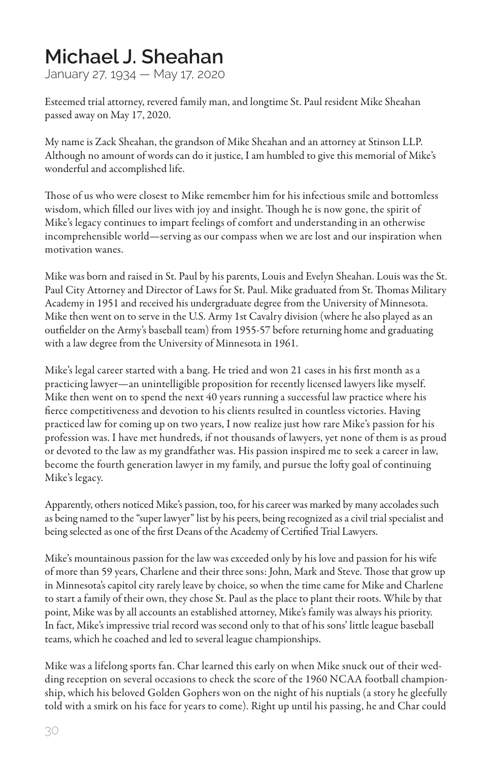# Michael J. Sheahan

January 27, 1934 — May 17, 2020

Esteemed trial attorney, revered family man, and longtime St. Paul resident Mike Sheahan passed away on May 17, 2020.

My name is Zack Sheahan, the grandson of Mike Sheahan and an attorney at Stinson LLP. Although no amount of words can do it justice, I am humbled to give this memorial of Mike's wonderful and accomplished life.

Those of us who were closest to Mike remember him for his infectious smile and bottomless wisdom, which filled our lives with joy and insight. Though he is now gone, the spirit of Mike's legacy continues to impart feelings of comfort and understanding in an otherwise incomprehensible world—serving as our compass when we are lost and our inspiration when motivation wanes.

Mike was born and raised in St. Paul by his parents, Louis and Evelyn Sheahan. Louis was the St. Paul City Attorney and Director of Laws for St. Paul. Mike graduated from St. Thomas Military Academy in 1951 and received his undergraduate degree from the University of Minnesota. Mike then went on to serve in the U.S. Army 1st Cavalry division (where he also played as an outfielder on the Army's baseball team) from 1955-57 before returning home and graduating with a law degree from the University of Minnesota in 1961.

Mike's legal career started with a bang. He tried and won 21 cases in his first month as a practicing lawyer—an unintelligible proposition for recently licensed lawyers like myself. Mike then went on to spend the next 40 years running a successful law practice where his fierce competitiveness and devotion to his clients resulted in countless victories. Having practiced law for coming up on two years, I now realize just how rare Mike's passion for his profession was. I have met hundreds, if not thousands of lawyers, yet none of them is as proud or devoted to the law as my grandfather was. His passion inspired me to seek a career in law, become the fourth generation lawyer in my family, and pursue the lofty goal of continuing Mike's legacy.

Apparently, others noticed Mike's passion, too, for his career was marked by many accolades such as being named to the "super lawyer" list by his peers, being recognized as a civil trial specialist and being selected as one of the first Deans of the Academy of Certified Trial Lawyers.

Mike's mountainous passion for the law was exceeded only by his love and passion for his wife of more than 59 years, Charlene and their three sons: John, Mark and Steve. Those that grow up in Minnesota's capitol city rarely leave by choice, so when the time came for Mike and Charlene to start a family of their own, they chose St. Paul as the place to plant their roots. While by that point, Mike was by all accounts an established attorney, Mike's family was always his priority. In fact, Mike's impressive trial record was second only to that of his sons' little league baseball teams, which he coached and led to several league championships.

Mike was a lifelong sports fan. Char learned this early on when Mike snuck out of their wedding reception on several occasions to check the score of the 1960 NCAA football championship, which his beloved Golden Gophers won on the night of his nuptials (a story he gleefully told with a smirk on his face for years to come). Right up until his passing, he and Char could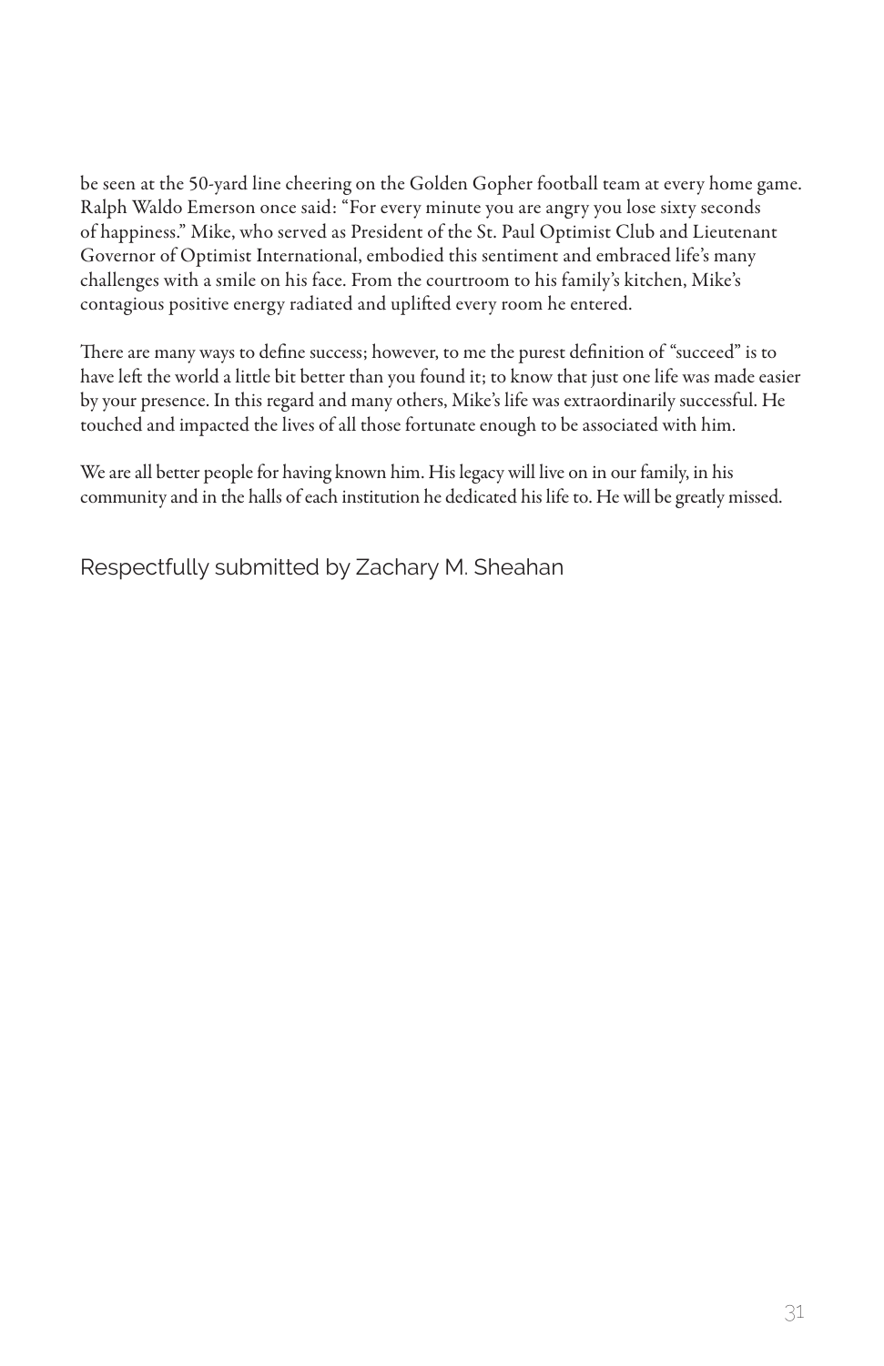be seen at the 50-yard line cheering on the Golden Gopher football team at every home game. Ralph Waldo Emerson once said: "For every minute you are angry you lose sixty seconds of happiness." Mike, who served as President of the St. Paul Optimist Club and Lieutenant Governor of Optimist International, embodied this sentiment and embraced life's many challenges with a smile on his face. From the courtroom to his family's kitchen, Mike's contagious positive energy radiated and uplifted every room he entered.

There are many ways to define success; however, to me the purest definition of "succeed" is to have left the world a little bit better than you found it; to know that just one life was made easier by your presence. In this regard and many others, Mike's life was extraordinarily successful. He touched and impacted the lives of all those fortunate enough to be associated with him.

We are all better people for having known him. His legacy will live on in our family, in his community and in the halls of each institution he dedicated his life to. He will be greatly missed.

Respectfully submitted by Zachary M. Sheahan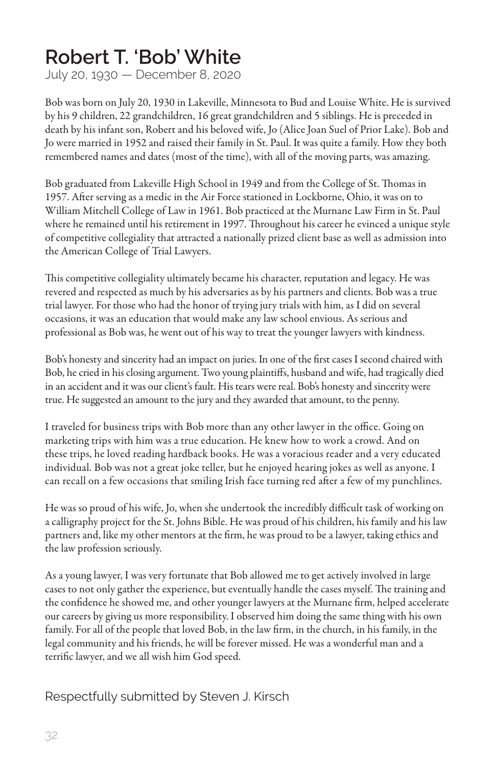# Robert T. 'Bob' White

July 20, 1930 — December 8, 2020

Bob was born on July 20, 1930 in Lakeville, Minnesota to Bud and Louise White. He is survived by his 9 children, 22 grandchildren, 16 great grandchildren and 5 siblings. He is preceded in death by his infant son, Robert and his beloved wife, Jo (Alice Joan Suel of Prior Lake). Bob and Jo were married in 1952 and raised their family in St. Paul. It was quite a family. How they both remembered names and dates (most of the time), with all of the moving parts, was amazing.

Bob graduated from Lakeville High School in 1949 and from the College of St. Thomas in 1957. After serving as a medic in the Air Force stationed in Lockborne, Ohio, it was on to William Mitchell College of Law in 1961. Bob practiced at the Murnane Law Firm in St. Paul where he remained until his retirement in 1997. Throughout his career he evinced a unique style of competitive collegiality that attracted a nationally prized client base as well as admission into the American College of Trial Lawyers.

This competitive collegiality ultimately became his character, reputation and legacy. He was revered and respected as much by his adversaries as by his partners and clients. Bob was a true trial lawyer. For those who had the honor of trying jury trials with him, as I did on several occasions, it was an education that would make any law school envious. As serious and professional as Bob was, he went out of his way to treat the younger lawyers with kindness.

Bob's honesty and sincerity had an impact on juries. In one of the first cases I second chaired with Bob, he cried in his closing argument. Two young plaintiffs, husband and wife, had tragically died in an accident and it was our client's fault. His tears were real. Bob's honesty and sincerity were true. He suggested an amount to the jury and they awarded that amount, to the penny.

I traveled for business trips with Bob more than any other lawyer in the office. Going on marketing trips with him was a true education. He knew how to work a crowd. And on these trips, he loved reading hardback books. He was a voracious reader and a very educated individual. Bob was not a great joke teller, but he enjoyed hearing jokes as well as anyone. I can recall on a few occasions that smiling Irish face turning red after a few of my punchlines.

He was so proud of his wife, Jo, when she undertook the incredibly difficult task of working on a calligraphy project for the St. Johns Bible. He was proud of his children, his family and his law partners and, like my other mentors at the firm, he was proud to be a lawyer, taking ethics and the law profession seriously.

As a young lawyer, I was very fortunate that Bob allowed me to get actively involved in large cases to not only gather the experience, but eventually handle the cases myself. The training and the confidence he showed me, and other younger lawyers at the Murnane firm, helped accelerate our careers by giving us more responsibility. I observed him doing the same thing with his own family. For all of the people that loved Bob, in the law firm, in the church, in his family, in the legal community and his friends, he will be forever missed. He was a wonderful man and a terrific lawyer, and we all wish him God speed.

Respectfully submitted by Steven J. Kirsch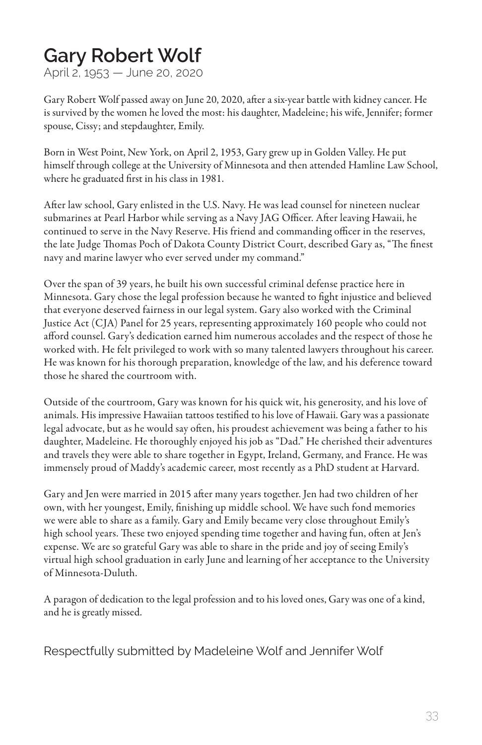# Gary Robert Wolf

April 2, 1953 — June 20, 2020

Gary Robert Wolf passed away on June 20, 2020, after a six-year battle with kidney cancer. He is survived by the women he loved the most: his daughter, Madeleine; his wife, Jennifer; former spouse, Cissy; and stepdaughter, Emily.

Born in West Point, New York, on April 2, 1953, Gary grew up in Golden Valley. He put himself through college at the University of Minnesota and then attended Hamline Law School, where he graduated first in his class in 1981.

After law school, Gary enlisted in the U.S. Navy. He was lead counsel for nineteen nuclear submarines at Pearl Harbor while serving as a Navy JAG Officer. After leaving Hawaii, he continued to serve in the Navy Reserve. His friend and commanding officer in the reserves, the late Judge Thomas Poch of Dakota County District Court, described Gary as, "The finest navy and marine lawyer who ever served under my command."

Over the span of 39 years, he built his own successful criminal defense practice here in Minnesota. Gary chose the legal profession because he wanted to fight injustice and believed that everyone deserved fairness in our legal system. Gary also worked with the Criminal Justice Act (CJA) Panel for 25 years, representing approximately 160 people who could not afford counsel. Gary's dedication earned him numerous accolades and the respect of those he worked with. He felt privileged to work with so many talented lawyers throughout his career. He was known for his thorough preparation, knowledge of the law, and his deference toward those he shared the courtroom with.

Outside of the courtroom, Gary was known for his quick wit, his generosity, and his love of animals. His impressive Hawaiian tattoos testified to his love of Hawaii. Gary was a passionate legal advocate, but as he would say often, his proudest achievement was being a father to his daughter, Madeleine. He thoroughly enjoyed his job as "Dad." He cherished their adventures and travels they were able to share together in Egypt, Ireland, Germany, and France. He was immensely proud of Maddy's academic career, most recently as a PhD student at Harvard.

Gary and Jen were married in 2015 after many years together. Jen had two children of her own, with her youngest, Emily, finishing up middle school. We have such fond memories we were able to share as a family. Gary and Emily became very close throughout Emily's high school years. These two enjoyed spending time together and having fun, often at Jen's expense. We are so grateful Gary was able to share in the pride and joy of seeing Emily's virtual high school graduation in early June and learning of her acceptance to the University of Minnesota-Duluth.

A paragon of dedication to the legal profession and to his loved ones, Gary was one of a kind, and he is greatly missed.

Respectfully submitted by Madeleine Wolf and Jennifer Wolf